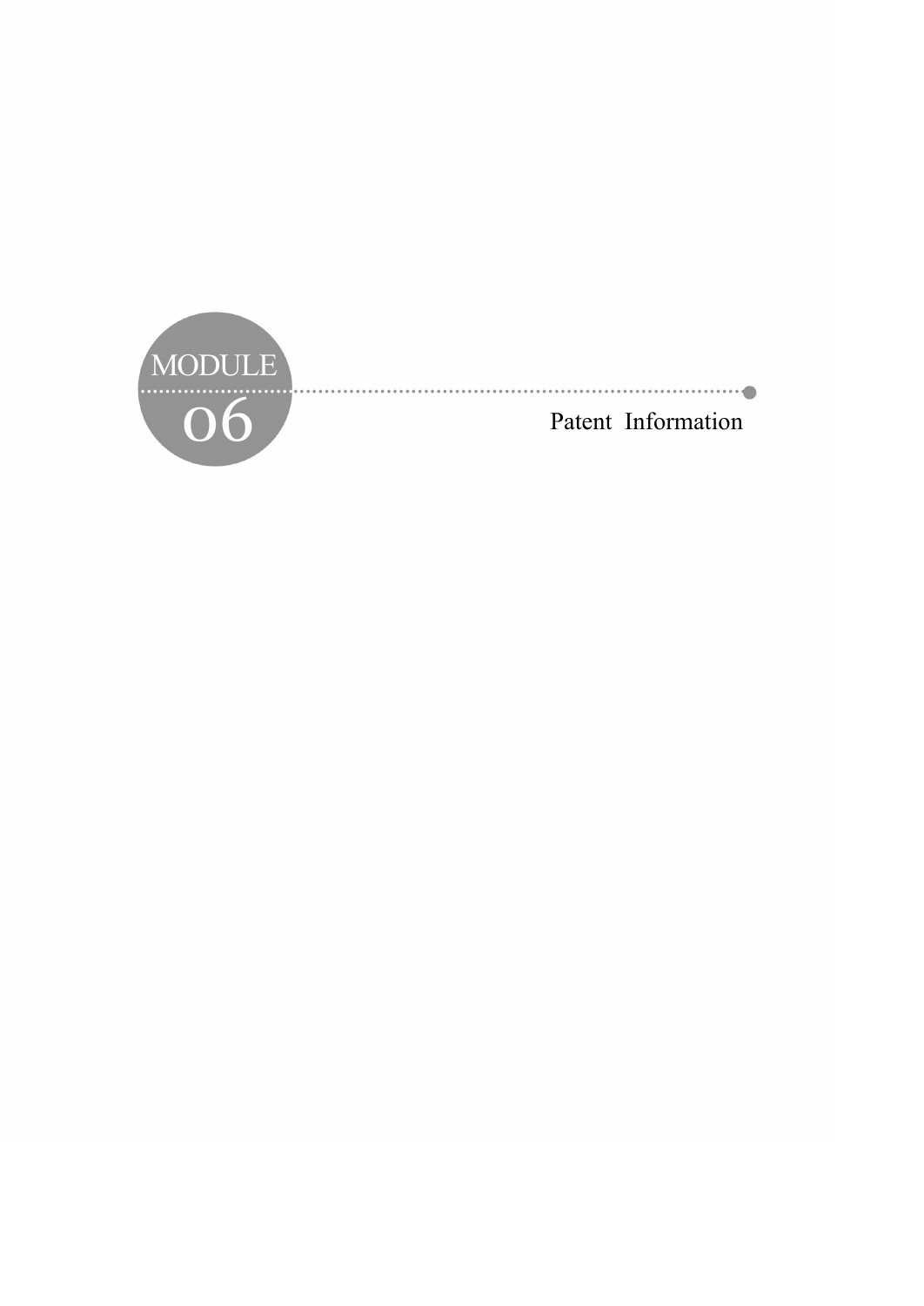# MODULE 06

## Patent Information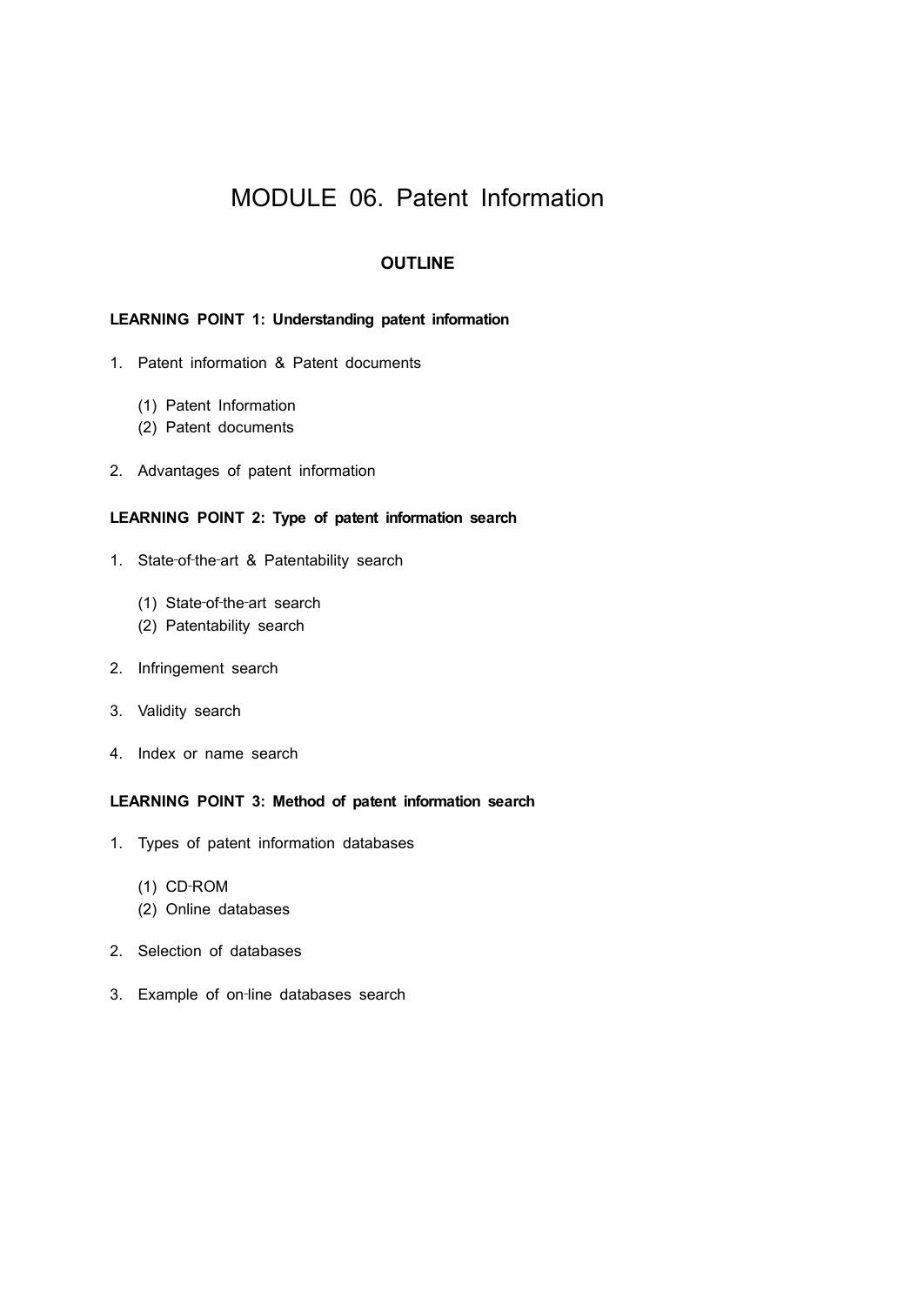# MODULE 06. Patent Information

## OUTLINE

**LEARNING POINT 1: Understanding patent information**

1. Patent information & Patent documents

    (1) Patent Information
    (2) Patent documents

2. Advantages of patent information

**LEARNING POINT 2: Type of patent information search**

1. State-of-the-art & Patentability search

    (1) State-of-the-art search
    (2) Patentability search

2. Infringement search

3. Validity search

4. Index or name search

**LEARNING POINT 3: Method of patent information search**

1. Types of patent information databases

    (1) CD-ROM
    (2) Online databases

2. Selection of databases

3. Example of on-line databases search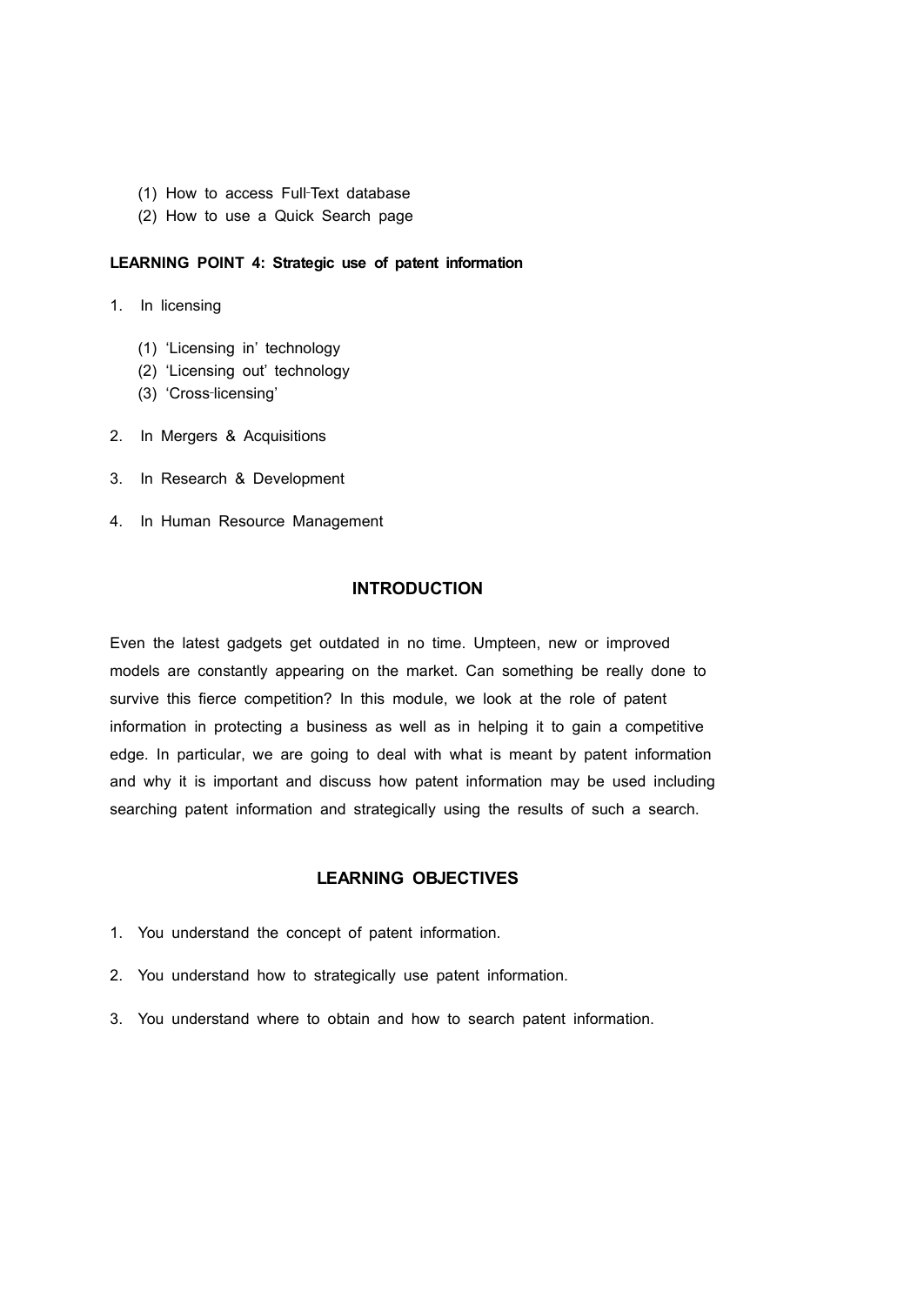(1) How to access Full-Text database
(2) How to use a Quick Search page

**LEARNING POINT 4: Strategic use of patent information**

1. In licensing

    (1) 'Licensing in' technology
    (2) 'Licensing out' technology
    (3) 'Cross-licensing'

2. In Mergers & Acquisitions

3. In Research & Development

4. In Human Resource Management

## INTRODUCTION

Even the latest gadgets get outdated in no time. Umpteen, new or improved models are constantly appearing on the market. Can something be really done to survive this fierce competition? In this module, we look at the role of patent information in protecting a business as well as in helping it to gain a competitive edge. In particular, we are going to deal with what is meant by patent information and why it is important and discuss how patent information may be used including searching patent information and strategically using the results of such a search.

## LEARNING OBJECTIVES

1. You understand the concept of patent information.

2. You understand how to strategically use patent information.

3. You understand where to obtain and how to search patent information.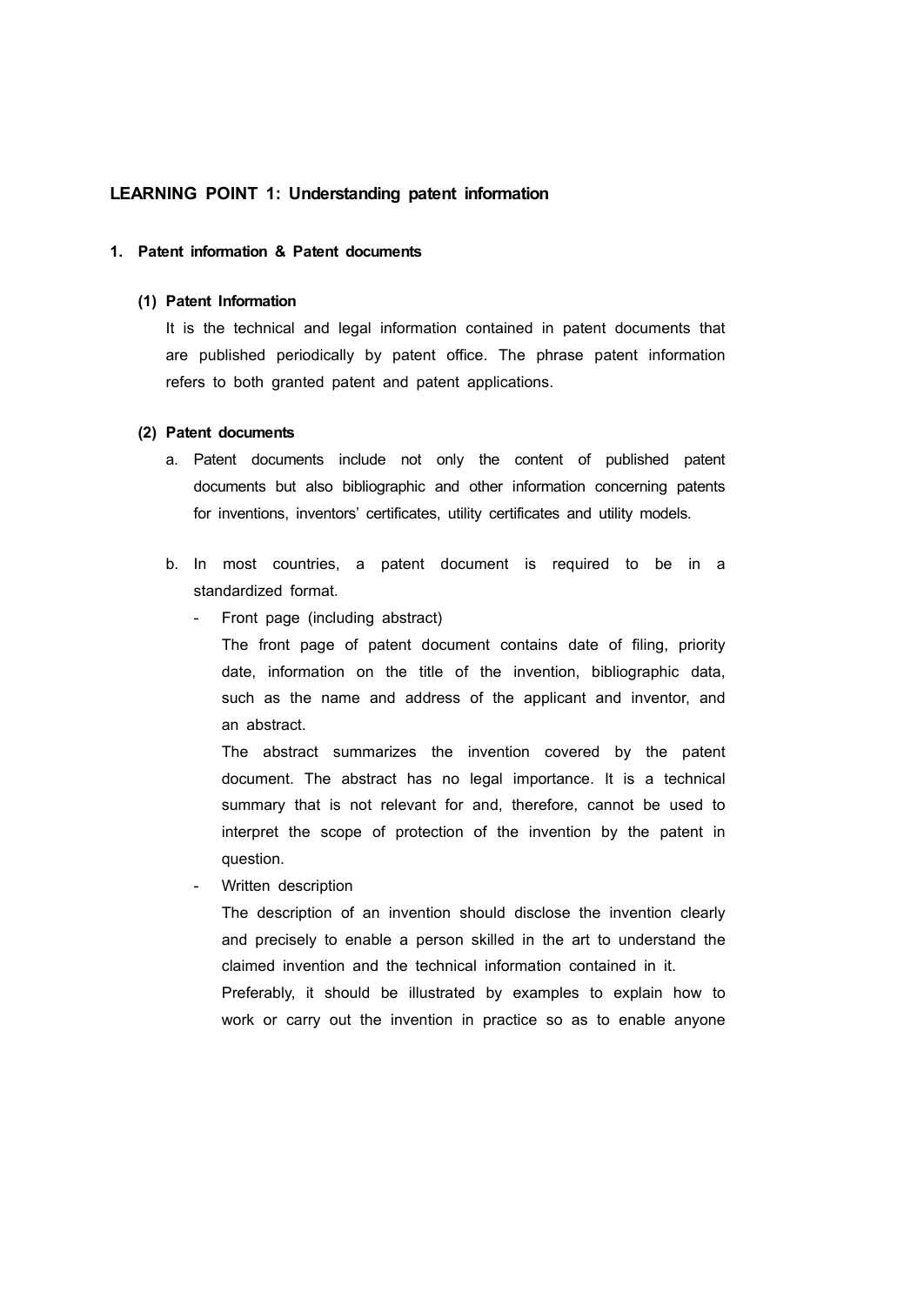## LEARNING POINT 1: Understanding patent information

### 1. Patent information & Patent documents

#### (1) Patent Information

It is the technical and legal information contained in patent documents that are published periodically by patent office. The phrase patent information refers to both granted patent and patent applications.

#### (2) Patent documents

a. Patent documents include not only the content of published patent documents but also bibliographic and other information concerning patents for inventions, inventors' certificates, utility certificates and utility models.

b. In most countries, a patent document is required to be in a standardized format.

- Front page (including abstract)

  The front page of patent document contains date of filing, priority date, information on the title of the invention, bibliographic data, such as the name and address of the applicant and inventor, and an abstract.

  The abstract summarizes the invention covered by the patent document. The abstract has no legal importance. It is a technical summary that is not relevant for and, therefore, cannot be used to interpret the scope of protection of the invention by the patent in question.

- Written description

  The description of an invention should disclose the invention clearly and precisely to enable a person skilled in the art to understand the claimed invention and the technical information contained in it.

  Preferably, it should be illustrated by examples to explain how to work or carry out the invention in practice so as to enable anyone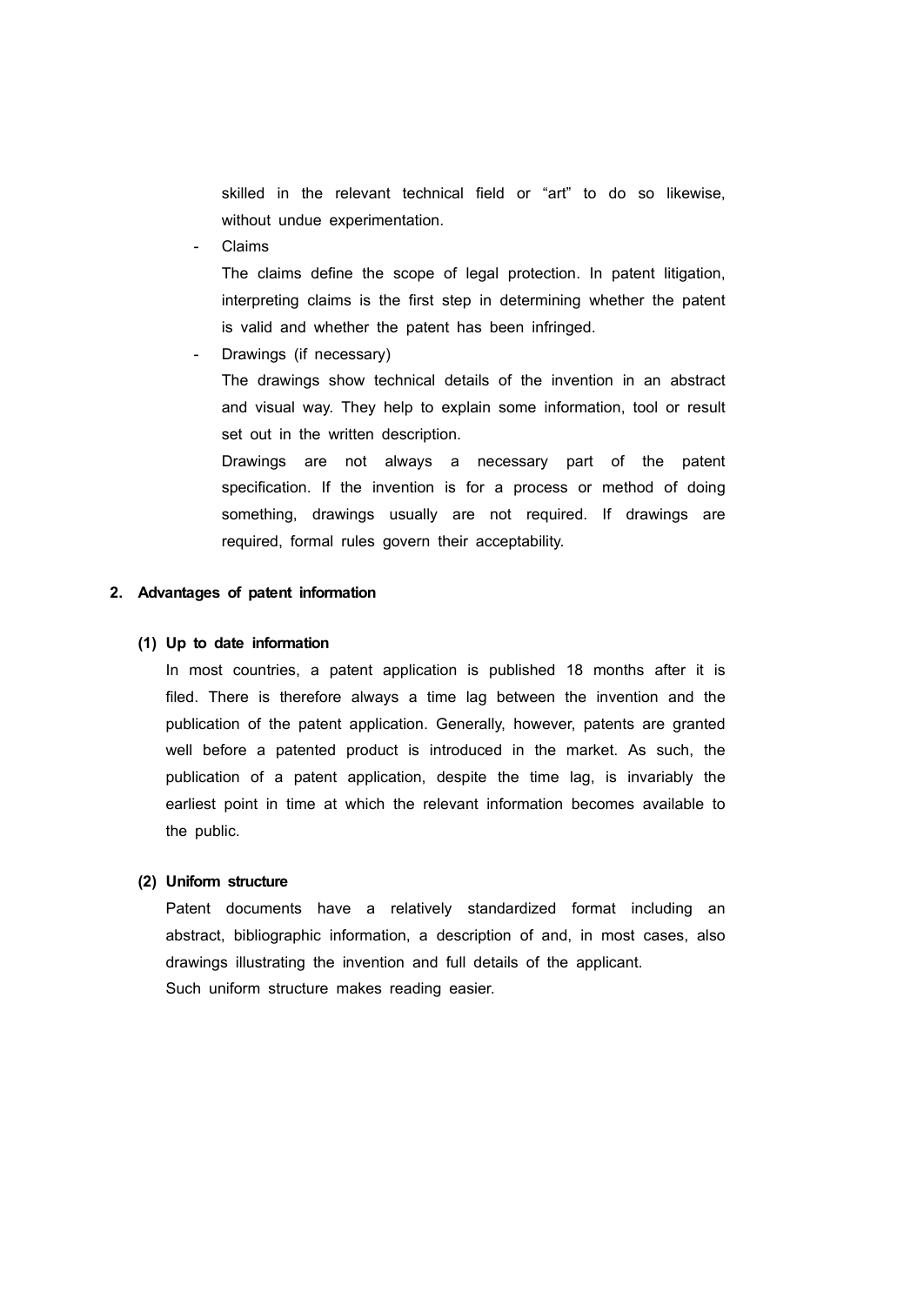skilled in the relevant technical field or “art” to do so likewise, without undue experimentation.

- Claims

  The claims define the scope of legal protection. In patent litigation, interpreting claims is the first step in determining whether the patent is valid and whether the patent has been infringed.

- Drawings (if necessary)

  The drawings show technical details of the invention in an abstract and visual way. They help to explain some information, tool or result set out in the written description.

  Drawings are not always a necessary part of the patent specification. If the invention is for a process or method of doing something, drawings usually are not required. If drawings are required, formal rules govern their acceptability.

## 2. Advantages of patent information

### (1) Up to date information

In most countries, a patent application is published 18 months after it is filed. There is therefore always a time lag between the invention and the publication of the patent application. Generally, however, patents are granted well before a patented product is introduced in the market. As such, the publication of a patent application, despite the time lag, is invariably the earliest point in time at which the relevant information becomes available to the public.

### (2) Uniform structure

Patent documents have a relatively standardized format including an abstract, bibliographic information, a description of and, in most cases, also drawings illustrating the invention and full details of the applicant.
Such uniform structure makes reading easier.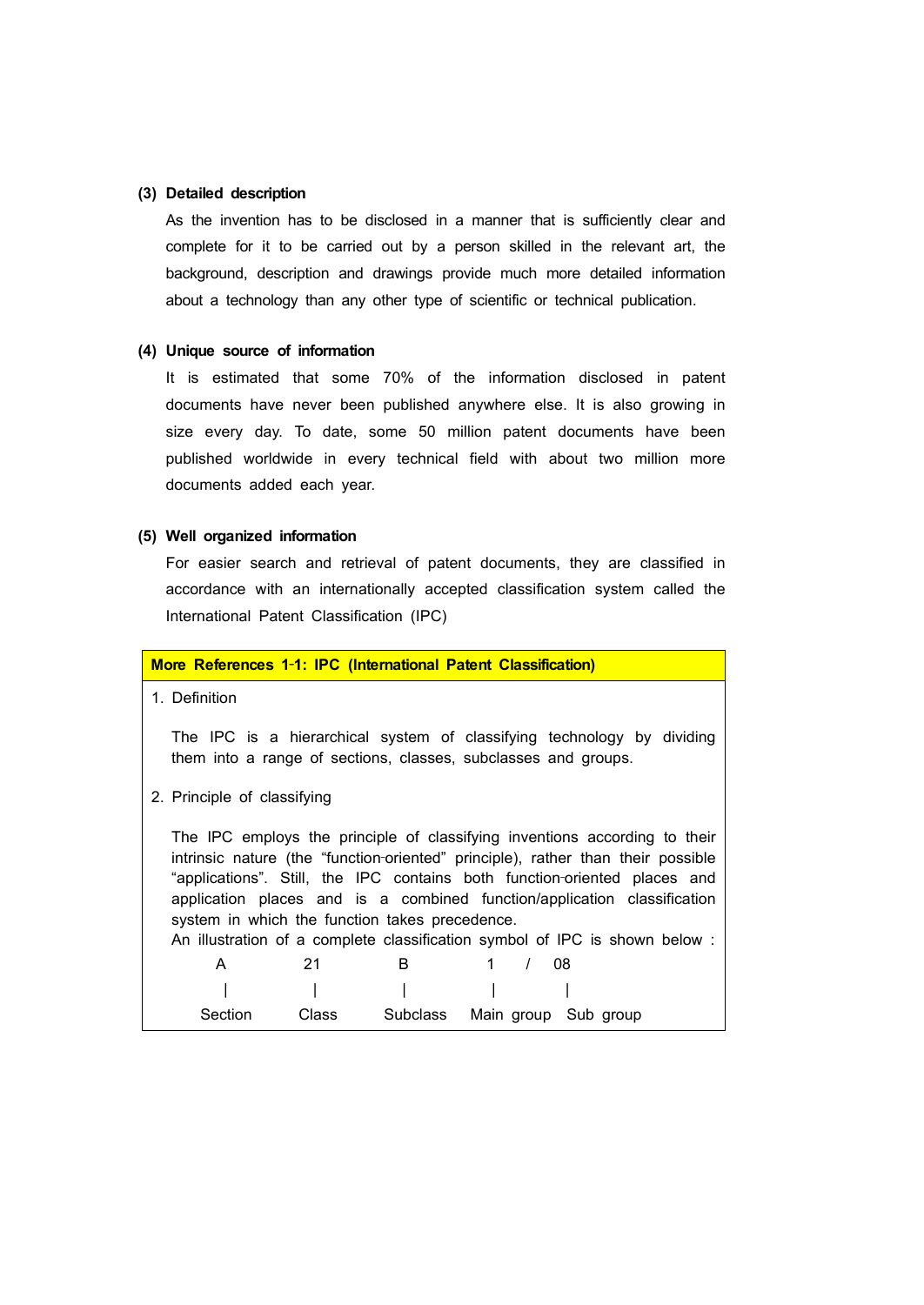**(3) Detailed description**

As the invention has to be disclosed in a manner that is sufficiently clear and complete for it to be carried out by a person skilled in the relevant art, the background, description and drawings provide much more detailed information about a technology than any other type of scientific or technical publication.

**(4) Unique source of information**

It is estimated that some 70% of the information disclosed in patent documents have never been published anywhere else. It is also growing in size every day. To date, some 50 million patent documents have been published worldwide in every technical field with about two million more documents added each year.

**(5) Well organized information**

For easier search and retrieval of patent documents, they are classified in accordance with an internationally accepted classification system called the International Patent Classification (IPC)

**More References 1-1: IPC (International Patent Classification)**

1. Definition

   The IPC is a hierarchical system of classifying technology by dividing them into a range of sections, classes, subclasses and groups.

2. Principle of classifying

   The IPC employs the principle of classifying inventions according to their intrinsic nature (the "function-oriented" principle), rather than their possible "applications". Still, the IPC contains both function-oriented places and application places and is a combined function/application classification system in which the function takes precedence.
   
   An illustration of a complete classification symbol of IPC is shown below :

| A | 21 | B | 1 / | 08 |
|---|---|---|---|---|
| Section | Class | Subclass | Main group | Sub group |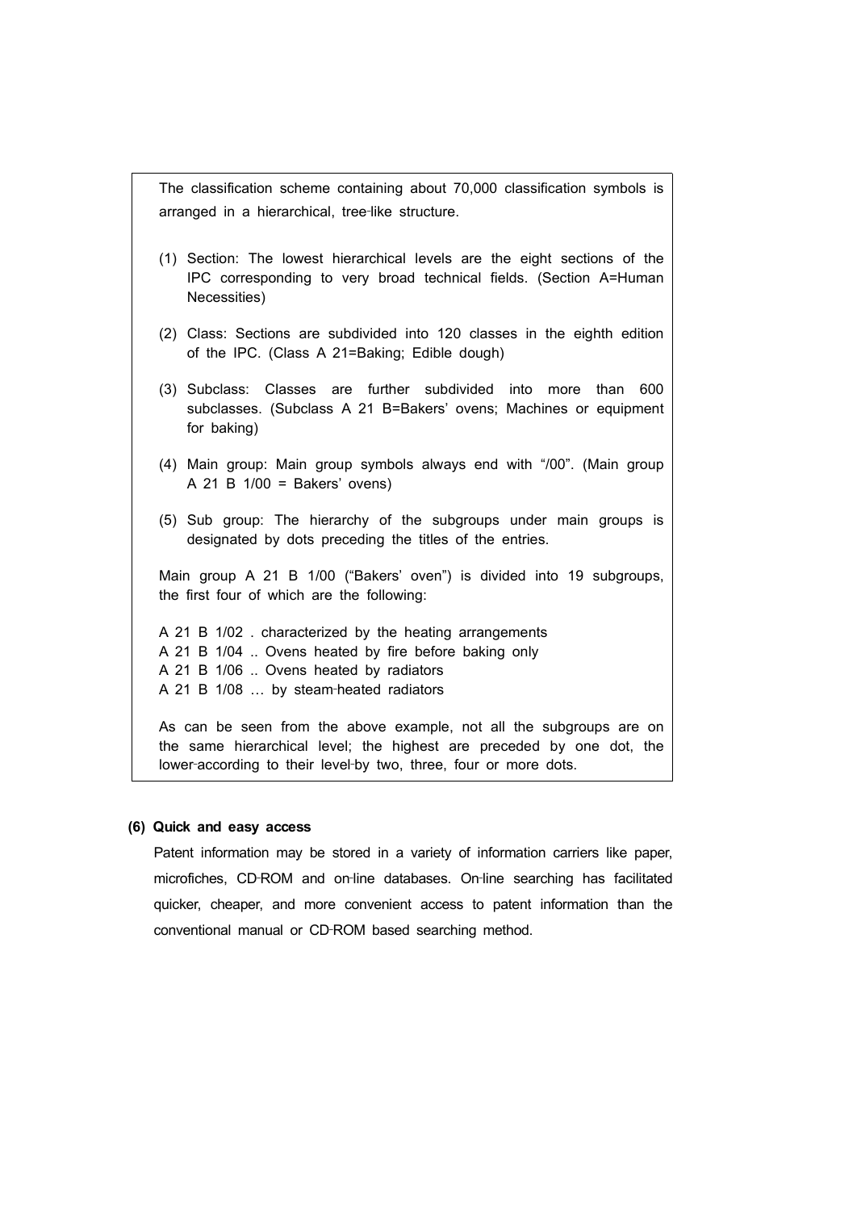The classification scheme containing about 70,000 classification symbols is arranged in a hierarchical, tree-like structure.

(1) Section: The lowest hierarchical levels are the eight sections of the IPC corresponding to very broad technical fields. (Section A=Human Necessities)

(2) Class: Sections are subdivided into 120 classes in the eighth edition of the IPC. (Class A 21=Baking; Edible dough)

(3) Subclass: Classes are further subdivided into more than 600 subclasses. (Subclass A 21 B=Bakers' ovens; Machines or equipment for baking)

(4) Main group: Main group symbols always end with "/00". (Main group A 21 B 1/00 = Bakers' ovens)

(5) Sub group: The hierarchy of the subgroups under main groups is designated by dots preceding the titles of the entries.

Main group A 21 B 1/00 ("Bakers' oven") is divided into 19 subgroups, the first four of which are the following:

A 21 B 1/02 . characterized by the heating arrangements
A 21 B 1/04 .. Ovens heated by fire before baking only
A 21 B 1/06 .. Ovens heated by radiators
A 21 B 1/08 … by steam-heated radiators

As can be seen from the above example, not all the subgroups are on the same hierarchical level; the highest are preceded by one dot, the lower-according to their level-by two, three, four or more dots.

**(6) Quick and easy access**

Patent information may be stored in a variety of information carriers like paper, microfiches, CD-ROM and on-line databases. On-line searching has facilitated quicker, cheaper, and more convenient access to patent information than the conventional manual or CD-ROM based searching method.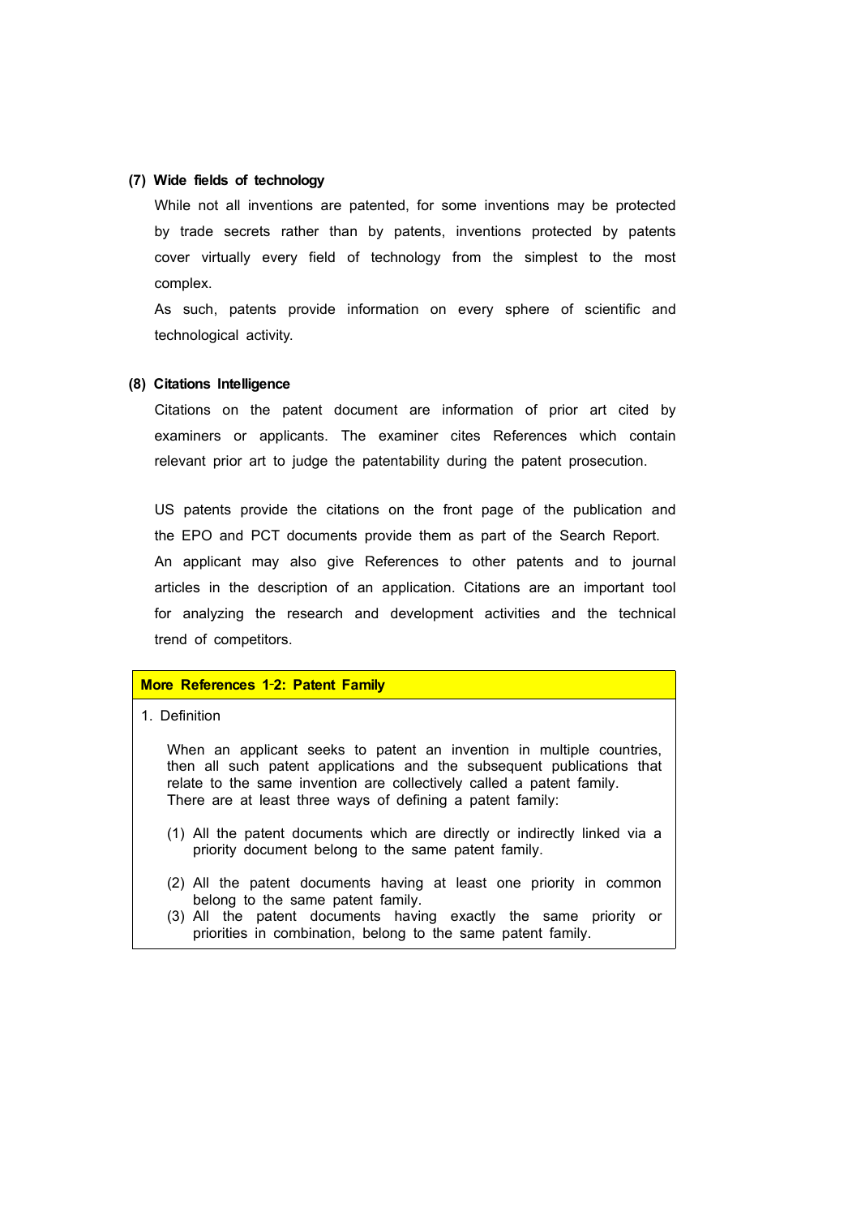### (7) Wide fields of technology

While not all inventions are patented, for some inventions may be protected by trade secrets rather than by patents, inventions protected by patents cover virtually every field of technology from the simplest to the most complex.

As such, patents provide information on every sphere of scientific and technological activity.

### (8) Citations Intelligence

Citations on the patent document are information of prior art cited by examiners or applicants. The examiner cites References which contain relevant prior art to judge the patentability during the patent prosecution.

US patents provide the citations on the front page of the publication and the EPO and PCT documents provide them as part of the Search Report. An applicant may also give References to other patents and to journal articles in the description of an application. Citations are an important tool for analyzing the research and development activities and the technical trend of competitors.

**More References 1-2: Patent Family**

1. Definition

When an applicant seeks to patent an invention in multiple countries, then all such patent applications and the subsequent publications that relate to the same invention are collectively called a patent family. There are at least three ways of defining a patent family:

(1) All the patent documents which are directly or indirectly linked via a priority document belong to the same patent family.

(2) All the patent documents having at least one priority in common belong to the same patent family.

(3) All the patent documents having exactly the same priority or priorities in combination, belong to the same patent family.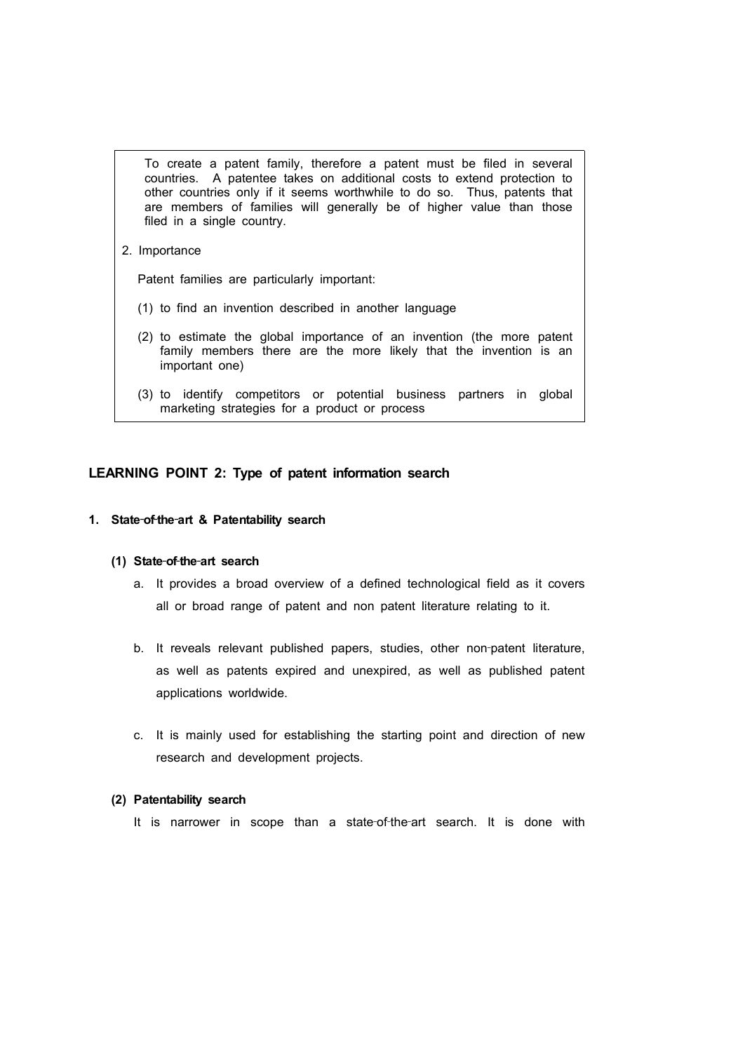To create a patent family, therefore a patent must be filed in several countries. A patentee takes on additional costs to extend protection to other countries only if it seems worthwhile to do so. Thus, patents that are members of families will generally be of higher value than those filed in a single country.

2. Importance

Patent families are particularly important:

(1) to find an invention described in another language

(2) to estimate the global importance of an invention (the more patent family members there are the more likely that the invention is an important one)

(3) to identify competitors or potential business partners in global marketing strategies for a product or process

## LEARNING POINT 2: Type of patent information search

### 1. State-of-the-art & Patentability search

#### (1) State-of-the-art search

a. It provides a broad overview of a defined technological field as it covers all or broad range of patent and non patent literature relating to it.

b. It reveals relevant published papers, studies, other non-patent literature, as well as patents expired and unexpired, as well as published patent applications worldwide.

c. It is mainly used for establishing the starting point and direction of new research and development projects.

#### (2) Patentability search

It is narrower in scope than a state-of-the-art search. It is done with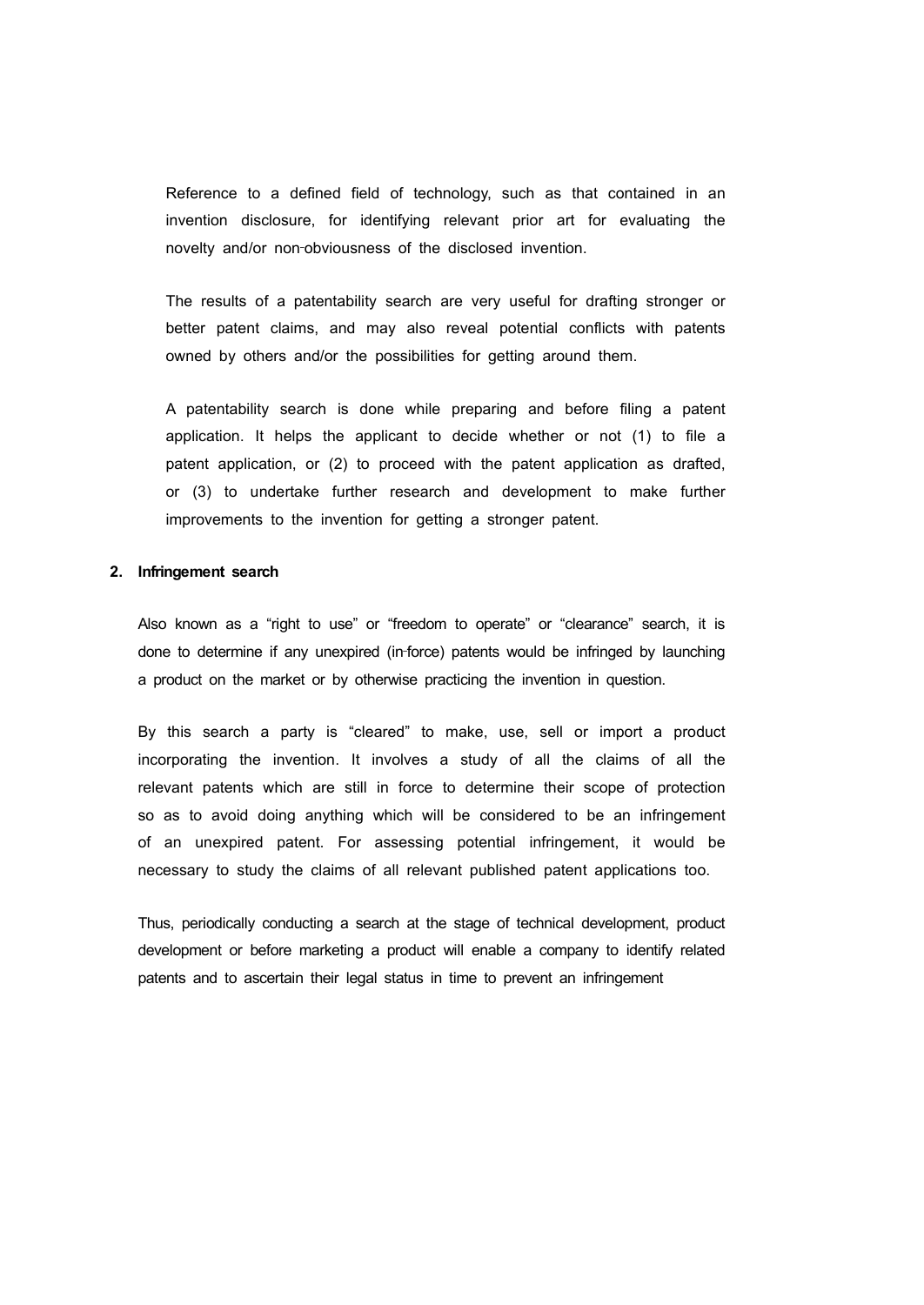Reference to a defined field of technology, such as that contained in an invention disclosure, for identifying relevant prior art for evaluating the novelty and/or non-obviousness of the disclosed invention.

The results of a patentability search are very useful for drafting stronger or better patent claims, and may also reveal potential conflicts with patents owned by others and/or the possibilities for getting around them.

A patentability search is done while preparing and before filing a patent application. It helps the applicant to decide whether or not (1) to file a patent application, or (2) to proceed with the patent application as drafted, or (3) to undertake further research and development to make further improvements to the invention for getting a stronger patent.

**2. Infringement search**

Also known as a "right to use" or "freedom to operate" or "clearance" search, it is done to determine if any unexpired (in-force) patents would be infringed by launching a product on the market or by otherwise practicing the invention in question.

By this search a party is "cleared" to make, use, sell or import a product incorporating the invention. It involves a study of all the claims of all the relevant patents which are still in force to determine their scope of protection so as to avoid doing anything which will be considered to be an infringement of an unexpired patent. For assessing potential infringement, it would be necessary to study the claims of all relevant published patent applications too.

Thus, periodically conducting a search at the stage of technical development, product development or before marketing a product will enable a company to identify related patents and to ascertain their legal status in time to prevent an infringement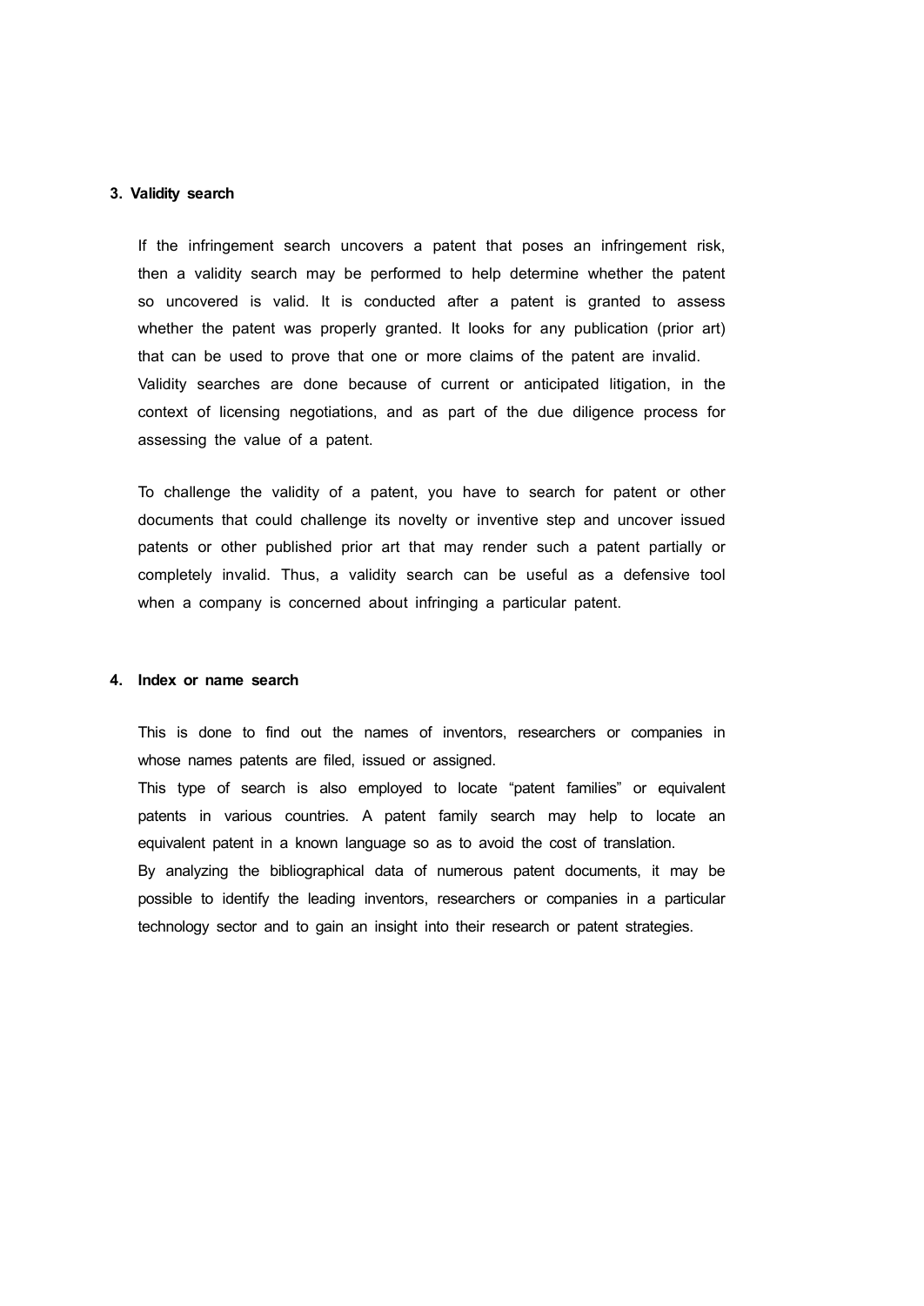### 3. Validity search

If the infringement search uncovers a patent that poses an infringement risk, then a validity search may be performed to help determine whether the patent so uncovered is valid. It is conducted after a patent is granted to assess whether the patent was properly granted. It looks for any publication (prior art) that can be used to prove that one or more claims of the patent are invalid. Validity searches are done because of current or anticipated litigation, in the context of licensing negotiations, and as part of the due diligence process for assessing the value of a patent.

To challenge the validity of a patent, you have to search for patent or other documents that could challenge its novelty or inventive step and uncover issued patents or other published prior art that may render such a patent partially or completely invalid. Thus, a validity search can be useful as a defensive tool when a company is concerned about infringing a particular patent.

### 4. Index or name search

This is done to find out the names of inventors, researchers or companies in whose names patents are filed, issued or assigned.

This type of search is also employed to locate "patent families" or equivalent patents in various countries. A patent family search may help to locate an equivalent patent in a known language so as to avoid the cost of translation.

By analyzing the bibliographical data of numerous patent documents, it may be possible to identify the leading inventors, researchers or companies in a particular technology sector and to gain an insight into their research or patent strategies.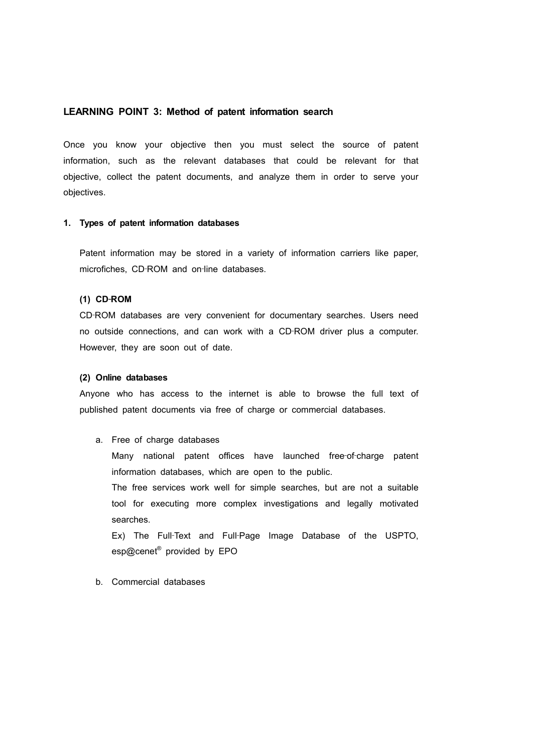## LEARNING POINT 3: Method of patent information search

Once you know your objective then you must select the source of patent information, such as the relevant databases that could be relevant for that objective, collect the patent documents, and analyze them in order to serve your objectives.

### 1. Types of patent information databases

Patent information may be stored in a variety of information carriers like paper, microfiches, CD-ROM and on-line databases.

#### (1) CD-ROM

CD-ROM databases are very convenient for documentary searches. Users need no outside connections, and can work with a CD-ROM driver plus a computer. However, they are soon out of date.

#### (2) Online databases

Anyone who has access to the internet is able to browse the full text of published patent documents via free of charge or commercial databases.

a. Free of charge databases

   Many national patent offices have launched free-of-charge patent information databases, which are open to the public.

   The free services work well for simple searches, but are not a suitable tool for executing more complex investigations and legally motivated searches.

   Ex) The Full-Text and Full-Page Image Database of the USPTO, esp@cenet® provided by EPO

b. Commercial databases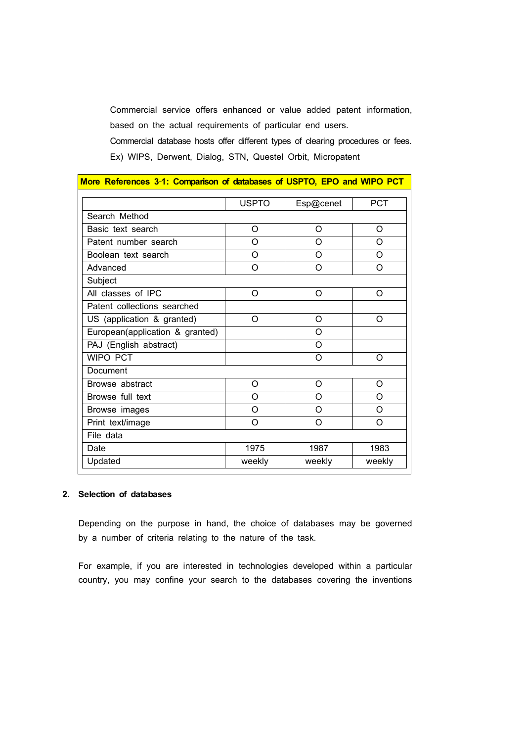Commercial service offers enhanced or value added patent information, based on the actual requirements of particular end users.

Commercial database hosts offer different types of clearing procedures or fees.

Ex) WIPS, Derwent, Dialog, STN, Questel Orbit, Micropatent

**More References 3-1: Comparison of databases of USPTO, EPO and WIPO PCT**

| | USPTO | Esp@cenet | PCT |
|---|---|---|---|
| Search Method | | | |
| Basic text search | O | O | O |
| Patent number search | O | O | O |
| Boolean text search | O | O | O |
| Advanced | O | O | O |
| Subject | | | |
| All classes of IPC | O | O | O |
| Patent collections searched | | | |
| US (application & granted) | O | O | O |
| European(application & granted) | | O | |
| PAJ (English abstract) | | O | |
| WIPO PCT | | O | O |
| Document | | | |
| Browse abstract | O | O | O |
| Browse full text | O | O | O |
| Browse images | O | O | O |
| Print text/image | O | O | O |
| File data | | | |
| Date | 1975 | 1987 | 1983 |
| Updated | weekly | weekly | weekly |

## 2. Selection of databases

Depending on the purpose in hand, the choice of databases may be governed by a number of criteria relating to the nature of the task.

For example, if you are interested in technologies developed within a particular country, you may confine your search to the databases covering the inventions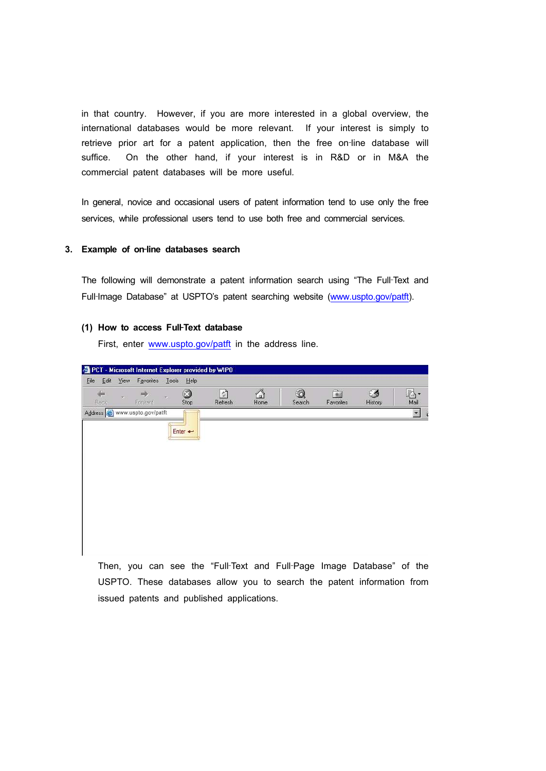in that country. However, if you are more interested in a global overview, the international databases would be more relevant. If your interest is simply to retrieve prior art for a patent application, then the free on-line database will suffice. On the other hand, if your interest is in R&D or in M&A the commercial patent databases will be more useful.

In general, novice and occasional users of patent information tend to use only the free services, while professional users tend to use both free and commercial services.

## 3. Example of on-line databases search

The following will demonstrate a patent information search using "The Full-Text and Full-Image Database" at USPTO's patent searching website (www.uspto.gov/patft).

### (1) How to access Full-Text database

First, enter www.uspto.gov/patft in the address line.

Then, you can see the "Full-Text and Full-Page Image Database" of the USPTO. These databases allow you to search the patent information from issued patents and published applications.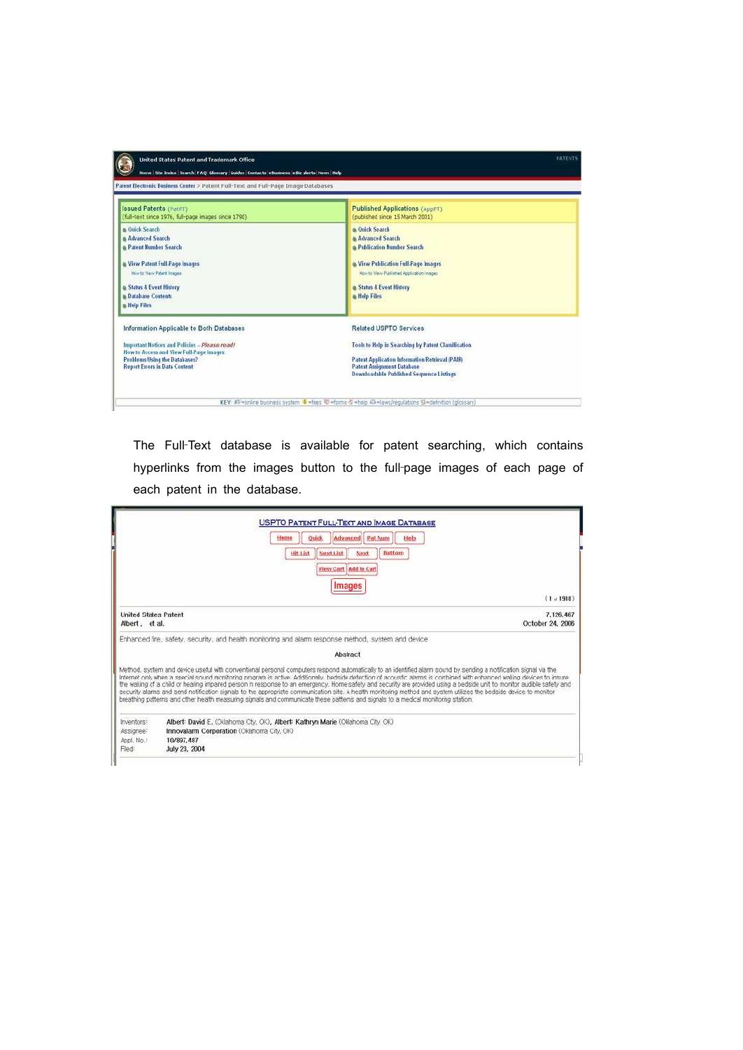United States Patent and Trademark Office

Home | Site Index | Search | FAQ | Glossary | Guides | Contacts | eBusiness | eBiz alerts | News | Help

Patent Electronic Business Center > Patent Full-Text and Full-Page Image Databases

**Issued Patents** (PatFT)
(full-text since 1976, full-page images since 1790)

- Quick Search
- Advanced Search
- Patent Number Search
- View Patent Full-Page Images
  - How to View Patent Images
- Status & Event History
- Database Contents
- Help Files

**Published Applications** (AppFT)
(published since 15 March 2001)

- Quick Search
- Advanced Search
- Publication Number Search
- View Publication Full-Page Images
  - How to View Published Application Images
- Status & Event History
- Help Files

**Information Applicable to Both Databases**

- Important Notices and Policies – *Please read!*
- How to Access and View Full-Page Images
- Problems Using the Databases?
- Report Errors in Data Content

**Related USPTO Services**

- Tools to Help in Searching by Patent Classification
- Patent Application Information Retrieval (PAIR)
- Patent Assignment Database
- Downloadable Published Sequence Listings

The Full-Text database is available for patent searching, which contains hyperlinks from the images button to the full-page images of each page of each patent in the database.

USPTO PATENT FULL-TEXT AND IMAGE DATABASE

Home | Quick | Advanced | Pat Num | Help

Hit List | Next List | Next | Bottom

View Cart | Add to Cart

Images

(1 of 1918)

United States Patent 7,126,467
Albert , et al. October 24, 2006

Enhanced fire, safety, security, and health monitoring and alarm response method, system and device

Abstract

Method, system and device useful with conventional personal computers respond automatically to an identified alarm sound by sending a notification signal via the Internet only when a special sound monitoring program is active. Additionally, bedside detection of acoustic alarms is combined with enhanced waking devices to insure the waking of a child or hearing impaired person in response to an emergency. Home safety and security are provided using a bedside unit to monitor audible safety and security alarms and send notification signals to the appropriate communication site. A health monitoring method and system utilizes the bedside device to monitor breathing patterns and other health measuring signals and communicate these patterns and signals to a medical monitoring station.

| | |
|---|---|
| Inventors: | Albert; David E. (Oklahoma City, OK), Albert; Kathryn Marie (Oklahoma City, OK) |
| Assignee: | Innovalarm Corporation (Oklahoma City, OK) |
| Appl. No.: | 10/897,487 |
| Filed: | July 23, 2004 |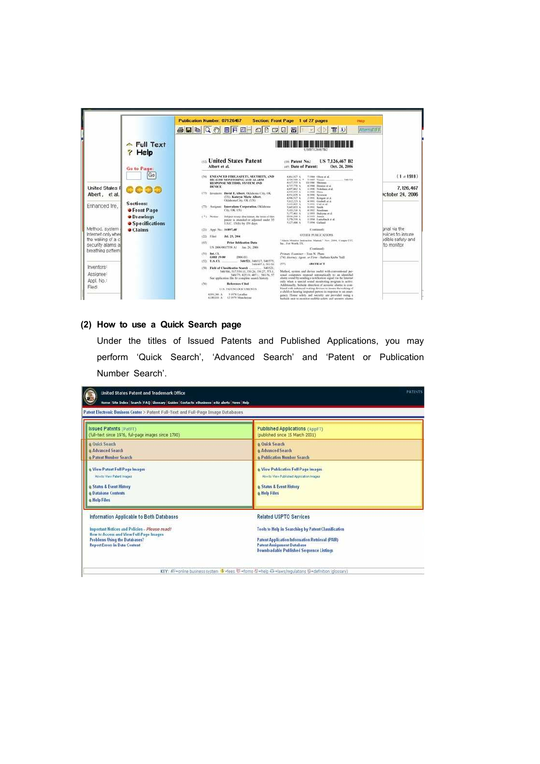**(2) How to use a Quick Search page**

Under the titles of Issued Patents and Published Applications, you may perform 'Quick Search', 'Advanced Search' and 'Patent or Publication Number Search'.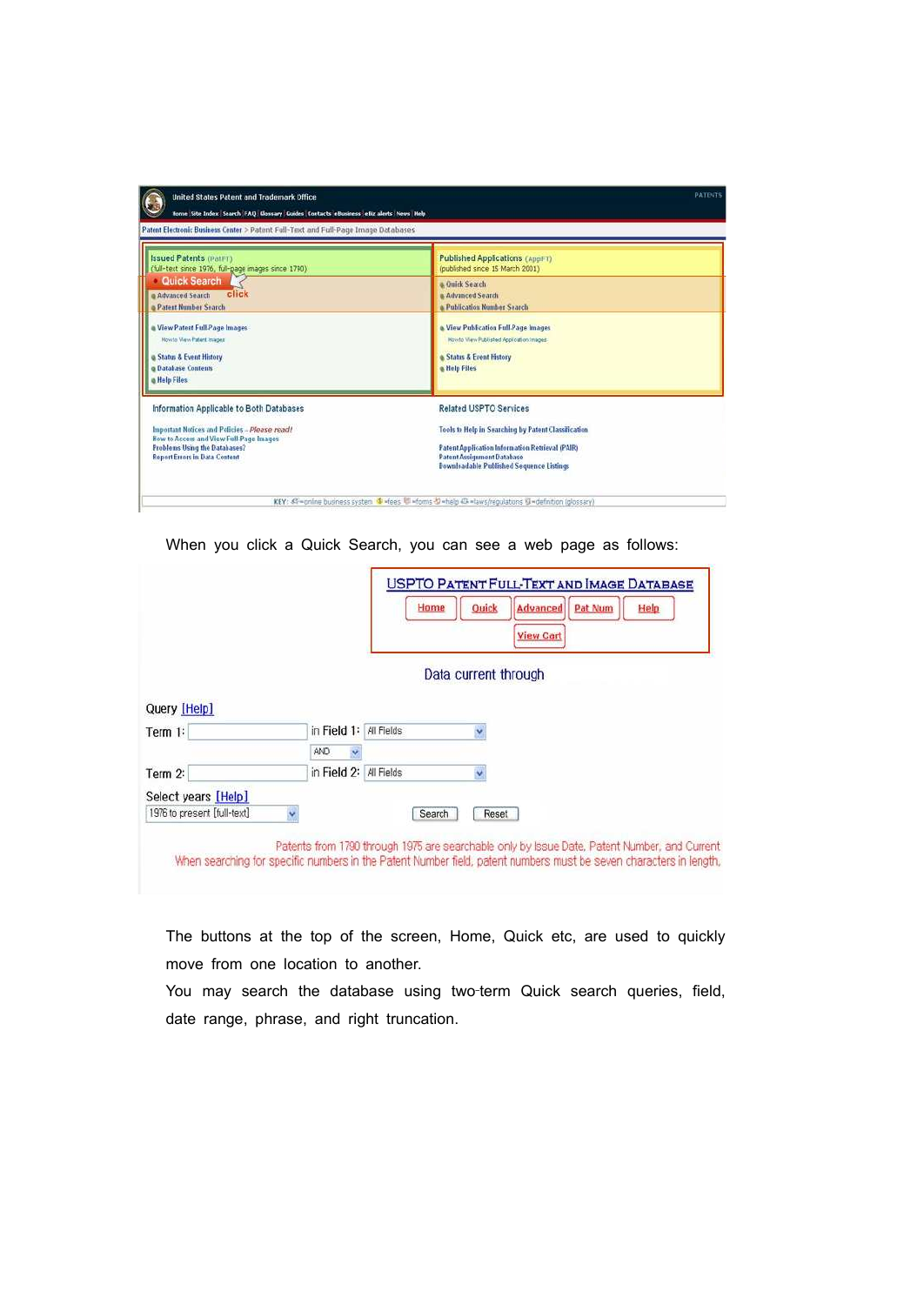When you click a Quick Search, you can see a web page as follows:

The buttons at the top of the screen, Home, Quick etc, are used to quickly move from one location to another.

You may search the database using two-term Quick search queries, field, date range, phrase, and right truncation.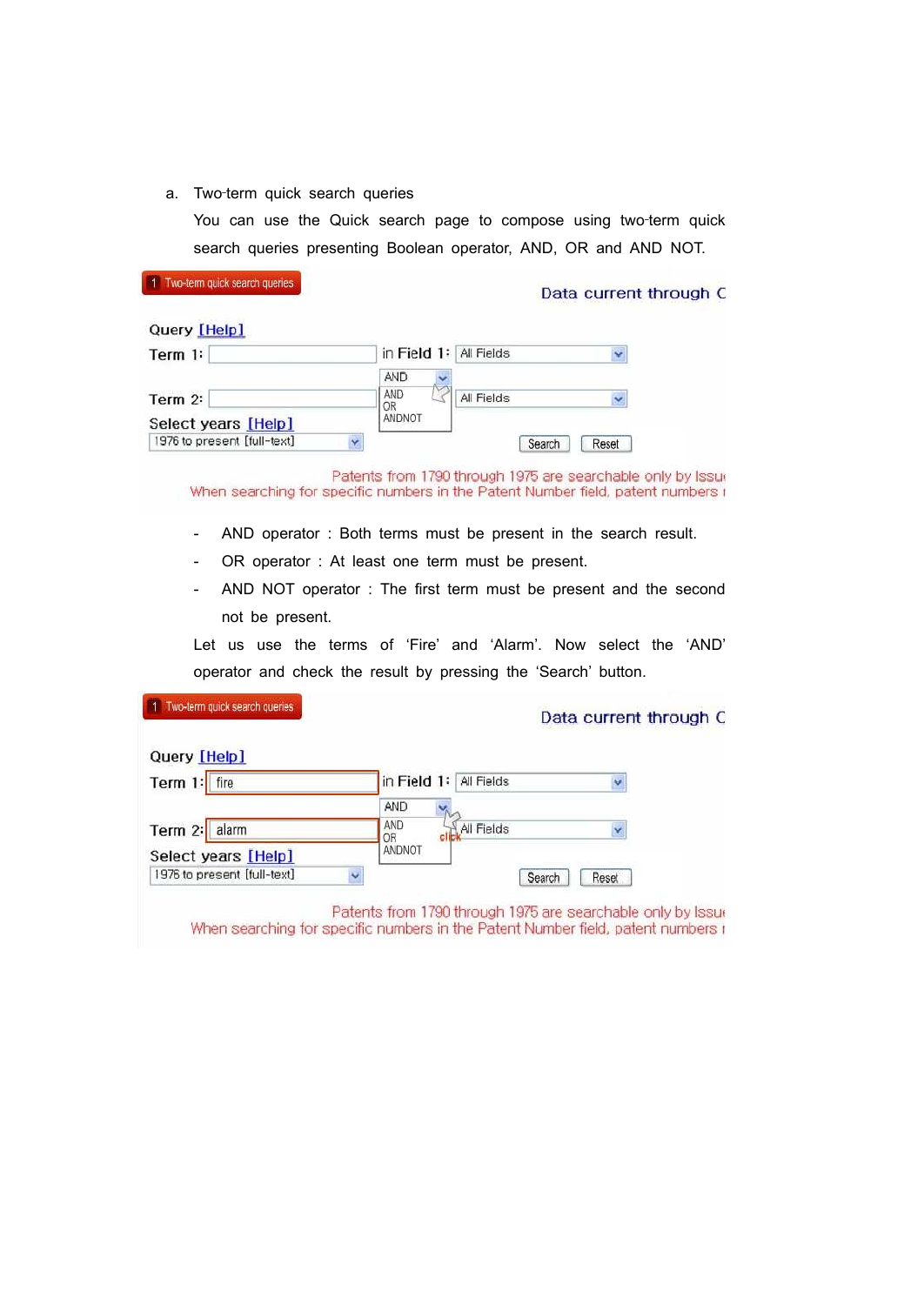a. Two-term quick search queries

You can use the Quick search page to compose using two-term quick search queries presenting Boolean operator, AND, OR and AND NOT.

1 Two-term quick search queries

Data current through C

Query [Help]

Term 1: in Field 1: All Fields

AND
AND
OR
ANDNOT

Term 2: All Fields

Select years [Help]

1976 to present [full-text]

Search Reset

Patents from 1790 through 1975 are searchable only by Issu

When searching for specific numbers in the Patent Number field, patent numbers

- AND operator : Both terms must be present in the search result.
- OR operator : At least one term must be present.
- AND NOT operator : The first term must be present and the second not be present.

Let us use the terms of 'Fire' and 'Alarm'. Now select the 'AND' operator and check the result by pressing the 'Search' button.

1 Two-term quick search queries

Data current through C

Query [Help]

Term 1: fire in Field 1: All Fields

AND
AND
OR
ANDNOT

Term 2: alarm click All Fields

Select years [Help]

1976 to present [full-text]

Search Reset

Patents from 1790 through 1975 are searchable only by Issu

When searching for specific numbers in the Patent Number field, patent numbers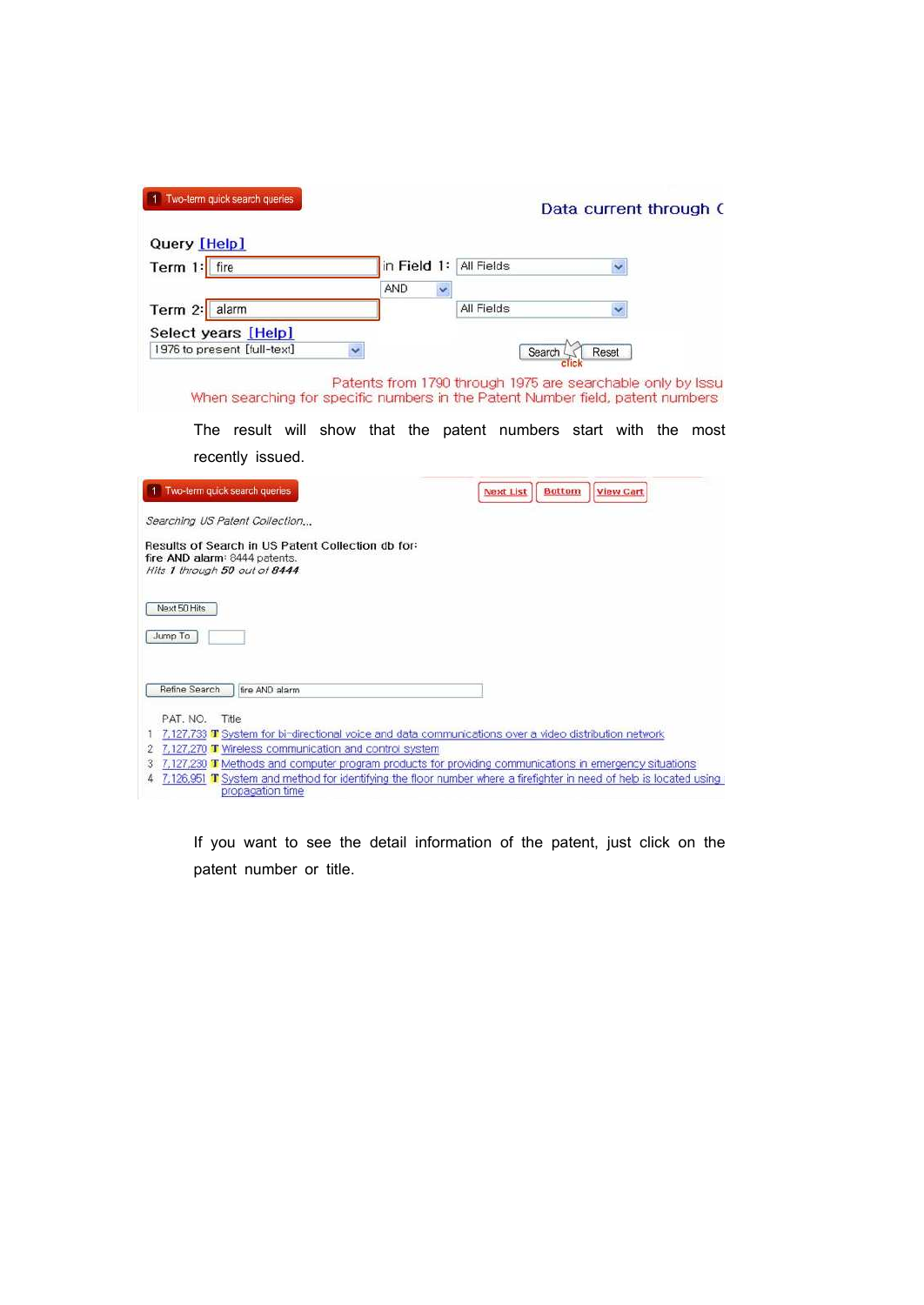1 Two-term quick search queries

Data current through (

Query [Help]

Term 1: fire in Field 1: All Fields

AND

Term 2: alarm All Fields

Select years [Help]

1976 to present [full-text]

Search Reset

Patents from 1790 through 1975 are searchable only by Issu

When searching for specific numbers in the Patent Number field, patent numbers

The result will show that the patent numbers start with the most recently issued.

1 Two-term quick search queries

Next List Bottom View Cart

*Searching US Patent Collection...*

Results of Search in US Patent Collection db for:
fire AND alarm: 8444 patents.
*Hits 1 through 50 out of 8444*

Next 50 Hits

Jump To

Refine Search fire AND alarm

| | PAT. NO. | | Title |
|---|---|---|---|
| 1 | 7,127,733 | T | System for bi-directional voice and data communications over a video distribution network |
| 2 | 7,127,270 | T | Wireless communication and control system |
| 3 | 7,127,230 | T | Methods and computer program products for providing communications in emergency situations |
| 4 | 7,126,951 | T | System and method for identifying the floor number where a firefighter in need of help is located using propagation time |

If you want to see the detail information of the patent, just click on the patent number or title.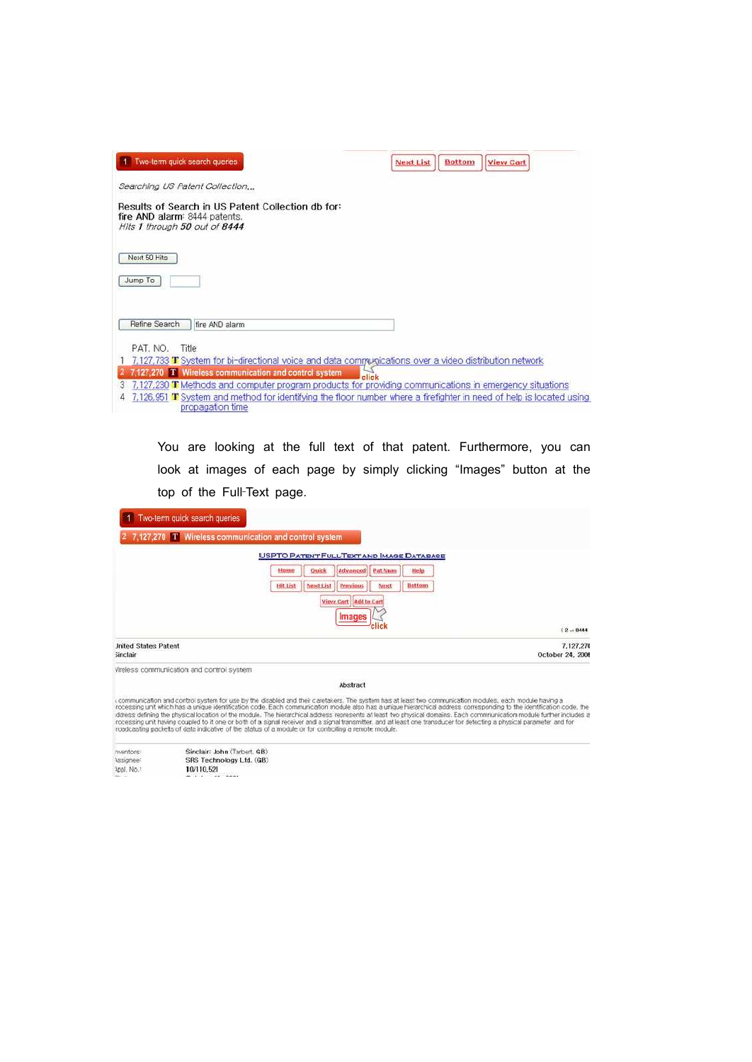1 Two-term quick search queries

Next List | Bottom | View Cart

*Searching US Patent Collection...*

Results of Search in US Patent Collection db for:
fire AND alarm: 8444 patents.
*Hits 1 through 50 out of 8444*

Next 50 Hits

Jump To

Refine Search fire AND alarm

| | PAT. NO. | Title |
|---|---|---|
| 1 | 7,127,733 | T System for bi-directional voice and data communications over a video distribution network |
| 2 | 7,127,270 | T Wireless communication and control system |
| 3 | 7,127,230 | T Methods and computer program products for providing communications in emergency situations |
| 4 | 7,126,951 | T System and method for identifying the floor number where a firefighter in need of help is located using propagation time |

click

You are looking at the full text of that patent. Furthermore, you can look at images of each page by simply clicking "Images" button at the top of the Full-Text page.

1 Two-term quick search queries

2 7,127,270 T Wireless communication and control system

USPTO PATENT FULL-TEXT AND IMAGE DATABASE

Home | Quick | Advanced | Pat Num | Help

Hit List | Next List | Previous | Next | Bottom

View Cart | Add to Cart

Images

click

( 2 of 8444

United States Patent 7,127,270
Sinclair October 24, 2006

Wireless communication and control system

Abstract

A communication and control system for use by the disabled and their caretakers. The system has at least two communication modules, each module having a processing unit which has a unique identification code. Each communication module also has a unique hierarchical address corresponding to the identification code, the address defining the physical location of the module. The hierarchical address represents at least two physical domains. Each communication module further includes a processing unit having coupled to it one or both of a signal receiver and a signal transmitter, and at least one transducer for detecting a physical parameter and for broadcasting packets of data indicative of the status of a module or for controlling a remote module.

Inventors: Sinclair; John (Tarbert, GB)
Assignee: SRS Technology Ltd. (GB)
Appl. No.: 10/110,521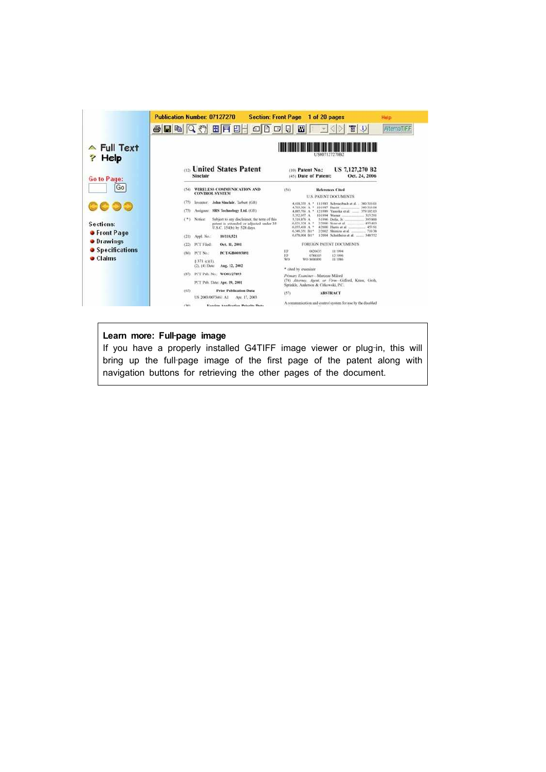**Learn more: Full-page image**

If you have a properly installed G4TIFF image viewer or plug-in, this will bring up the full-page image of the first page of the patent along with navigation buttons for retrieving the other pages of the document.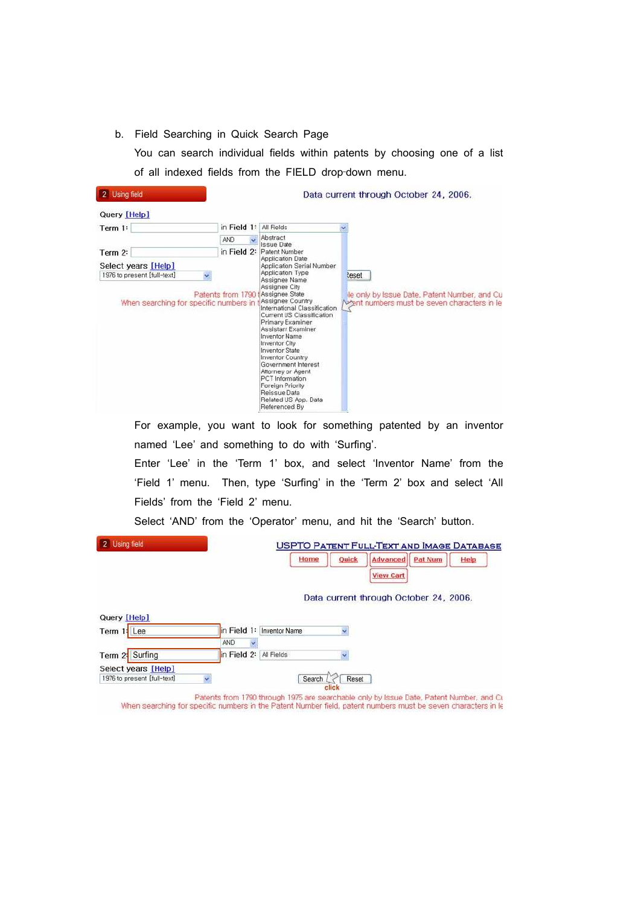b. Field Searching in Quick Search Page

You can search individual fields within patents by choosing one of a list of all indexed fields from the FIELD drop-down menu.

2 Using field

Data current through October 24, 2006.

Query [Help]

Term 1: in Field 1: All Fields

AND

Term 2: in Field 2:

Select years [Help]

1976 to present [full-text]

Abstract
Issue Date
Patent Number
Application Date
Application Serial Number
Application Type
Assignee Name
Assignee City
Assignee State
Assignee Country
International Classification
Current US Classification
Primary Examiner
Assistant Examiner
Inventor Name
Inventor City
Inventor State
Inventor Country
Government Interest
Attorney or Agent
PCT Information
Foreign Priority
Reissue Data
Related US App. Data
Referenced By

For example, you want to look for something patented by an inventor named 'Lee' and something to do with 'Surfing'.

Enter 'Lee' in the 'Term 1' box, and select 'Inventor Name' from the 'Field 1' menu. Then, type 'Surfing' in the 'Term 2' box and select 'All Fields' from the 'Field 2' menu.

Select 'AND' from the 'Operator' menu, and hit the 'Search' button.

2 Using field

USPTO PATENT FULL-TEXT AND IMAGE DATABASE

Home | Quick | Advanced | Pat Num | Help

View Cart

Data current through October 24, 2006.

Query [Help]

Term 1: Lee in Field 1: Inventor Name

AND

Term 2: Surfing in Field 2: All Fields

Select years [Help]

1976 to present [full-text]

Search Reset

click

Patents from 1790 through 1975 are searchable only by Issue Date, Patent Number, and Cu

When searching for specific numbers in the Patent Number field, patent numbers must be seven characters in le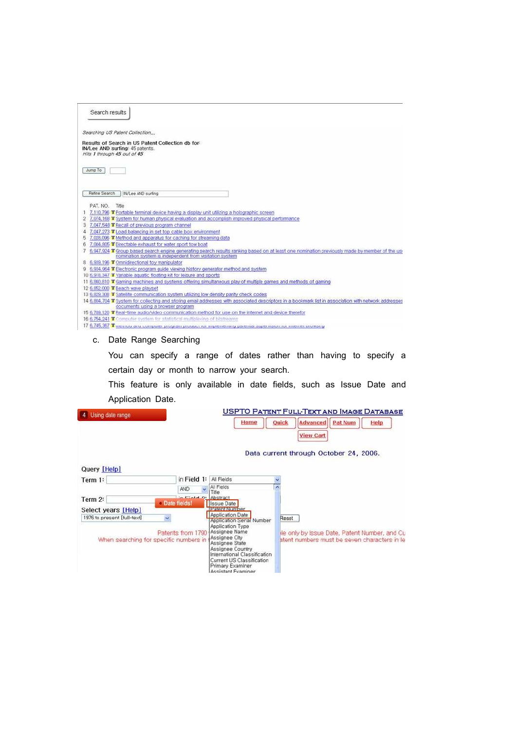Search results

*Searching US Patent Collection...*

Results of Search in US Patent Collection db for:
**IN/Lee AND surfing**: 45 patents.
*Hits 1 through 45 out of 45*

Jump To

Refine Search | IN/Lee AND surfing

| | PAT. NO. | Title |
|---|---|---|
| 1 | 7,110,796 | T Portable terminal device having a display unit utilizing a holographic screen |
| 2 | 7,074,168 | T System for human physical evaluation and accomplish improved physical performance |
| 3 | 7,047,548 | T Recall of previous program channel |
| 4 | 7,047,273 | T Load balancing in set top cable box environment |
| 5 | 7,028,096 | T Method and apparatus for caching for streaming data |
| 6 | 7,004,805 | T Directable exhaust for water sport tow boat |
| 7 | 6,947,924 | T Group based search engine generating search results ranking based on at least one nomination previously made by member of the user nomination system is independent from visitation system |
| 8 | 6,939,196 | T Omnidirectional toy manipulator |
| 9 | 6,934,964 | T Electronic program guide viewing history generator method and system |
| 10 | 6,918,347 | T Variable aquatic floating kit for leisure and sports |
| 11 | 6,860,810 | T Gaming machines and systems offering simultaneous play of multiple games and methods of gaming |
| 12 | 6,852,000 | T Beach wave playset |
| 13 | 6,829,308 | T Satellite communication system utilizing low density parity check codes |
| 14 | 6,804,704 | T System for collecting and storing email addresses with associated descriptors in a bookmark list in association with network addresses documents using a browser program |
| 15 | 6,789,120 | T Real-time audio/video communication method for use on the internet and device therefor |
| 16 | 6,754,241 | T Computer system for statistical multiplexing of bitstreams |
| 17 | 6,745,367 | T Method and computer program product for implementing parental supervision for internet browsing |

c. Date Range Searching

You can specify a range of dates rather than having to specify a certain day or month to narrow your search.

This feature is only available in date fields, such as Issue Date and Application Date.

4 Using date range

USPTO PATENT FULL-TEXT AND IMAGE DATABASE

Home | Quick | Advanced | Pat Num | Help

View Cart

Data current through October 24, 2006.

Query [Help]

Term 1: [ ] in Field 1: All Fields

AND

Term 2: [ ] in Field 2:

Date fields!

Select years [Help]

1976 to present [full-text]

All Fields
Title
Abstract
Issue Date
Patent Number
Application Date
Application Serial Number
Application Type
Assignee Name
Assignee City
Assignee State
Assignee Country
International Classification
Current US Classification
Primary Examiner
Assistant Examiner

Reset

Patents from 1790 ... le only by Issue Date, Patent Number, and Cu

When searching for specific numbers in ... atent numbers must be seven characters in le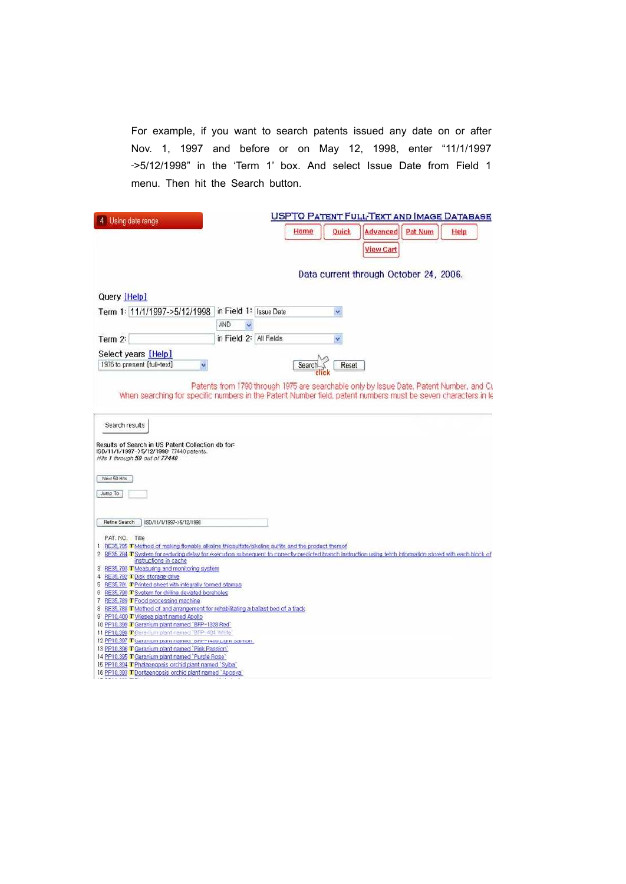For example, if you want to search patents issued any date on or after Nov. 1, 1997 and before or on May 12, 1998, enter "11/1/1997 ->5/12/1998" in the 'Term 1' box. And select Issue Date from Field 1 menu. Then hit the Search button.

4 Using date range

USPTO PATENT FULL-TEXT AND IMAGE DATABASE

Home | Quick | Advanced | Pat Num | Help

View Cart

Data current through October 24, 2006.

Query [Help]

Term 1: 11/1/1997->5/12/1998 in Field 1: Issue Date

AND

Term 2: in Field 2: All Fields

Select years [Help]

1976 to present [full-text]

Search Reset

click

Patents from 1790 through 1975 are searchable only by Issue Date, Patent Number, and C
When searching for specific numbers in the Patent Number field, patent numbers must be seven characters in le

Search results

Results of Search in US Patent Collection db for:
ISD/11/1/1997->5/12/1998: 77440 patents.
*Hits 1 through 50 out of 77440*

Next 50 Hits

Jump To

Refine Search ISD/11/1/1997->5/12/1998

| | PAT. NO. | | Title |
|---|---|---|---|
| 1 | RE35,795 | T | Method of making flowable alkaline thiosulfate/alkaline sulfite and the product thereof |
| 2 | RE35,794 | T | System for reducing delay for execution subsequent to correctly predicted branch instruction using fetch information stored with each block of instructions in cache |
| 3 | RE35,793 | T | Measuring and monitoring system |
| 4 | RE35,792 | T | Disk storage drive |
| 5 | RE35,791 | T | Printed sheet with integrally formed stamps |
| 6 | RE35,790 | T | System for drilling deviated boreholes |
| 7 | RE35,789 | T | Food processing machine |
| 8 | RE35,788 | T | Method of and arrangement for rehabilitating a ballast bed of a track |
| 9 | PP10,400 | T | Vriesea plant named Apollo |
| 10 | PP10,399 | T | Geranium plant named `BFP-1328 Red` |
| 11 | PP10,398 | T | Geranium plant named `BFP-484 White` |
| 12 | PP10,397 | T | Geranium plant named `BFP-1409 Light Salmon` |
| 13 | PP10,396 | T | Geranium plant named `Pink Passion` |
| 14 | PP10,395 | T | Geranium plant named `Purple Rose` |
| 15 | PP10,394 | T | Phalaenopsis orchid plant named `Sylva` |
| 16 | PP10,393 | T | Doritaenopsis orchid plant named `Aposya` |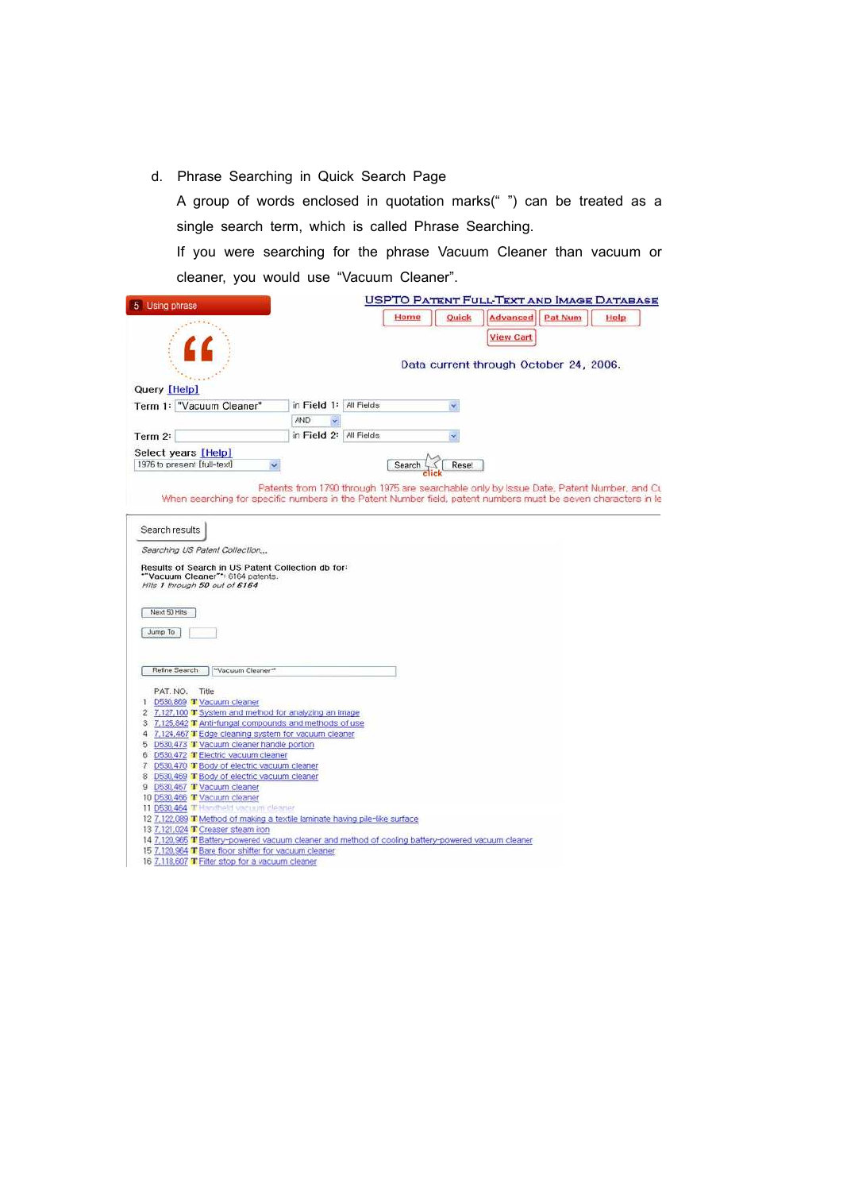d. Phrase Searching in Quick Search Page

A group of words enclosed in quotation marks(" ") can be treated as a single search term, which is called Phrase Searching.

If you were searching for the phrase Vacuum Cleaner than vacuum or cleaner, you would use "Vacuum Cleaner".

5 Using phrase

USPTO PATENT FULL-TEXT AND IMAGE DATABASE

Home | Quick | Advanced | Pat Num | Help

View Cart

Data current through October 24, 2006.

Query [Help]

Term 1: "Vacuum Cleaner" in Field 1: All Fields

AND

Term 2: in Field 2: All Fields

Select years [Help]

1976 to present [full-text]

Search Reset

click

Patents from 1790 through 1975 are searchable only by Issue Date, Patent Number, and Cu

When searching for specific numbers in the Patent Number field, patent numbers must be seven characters in le

Search results

*Searching US Patent Collection...*

Results of Search in US Patent Collection db for:
""Vacuum Cleaner"": 6164 patents.
*Hits 1 through 50 out of 6164*

Next 50 Hits

Jump To

Refine Search ""Vacuum Cleaner""

| | PAT. NO. | | Title |
|---|---|---|---|
| 1 | D530,869 | T | Vacuum cleaner |
| 2 | 7,127,100 | T | System and method for analyzing an image |
| 3 | 7,125,842 | T | Anti-fungal compounds and methods of use |
| 4 | 7,124,467 | T | Edge cleaning system for vacuum cleaner |
| 5 | D530,473 | T | Vacuum cleaner handle portion |
| 6 | D530,472 | T | Electric vacuum cleaner |
| 7 | D530,470 | T | Body of electric vacuum cleaner |
| 8 | D530,469 | T | Body of electric vacuum cleaner |
| 9 | D530,467 | T | Vacuum cleaner |
| 10 | D530,466 | T | Vacuum cleaner |
| 11 | D530,464 | T | Handheld vacuum cleaner |
| 12 | 7,122,089 | T | Method of making a textile laminate having pile-like surface |
| 13 | 7,121,024 | T | Creaser steam iron |
| 14 | 7,120,965 | T | Battery-powered vacuum cleaner and method of cooling battery-powered vacuum cleaner |
| 15 | 7,120,964 | T | Bare floor shifter for vacuum cleaner |
| 16 | 7,118,607 | T | Filter stop for a vacuum cleaner |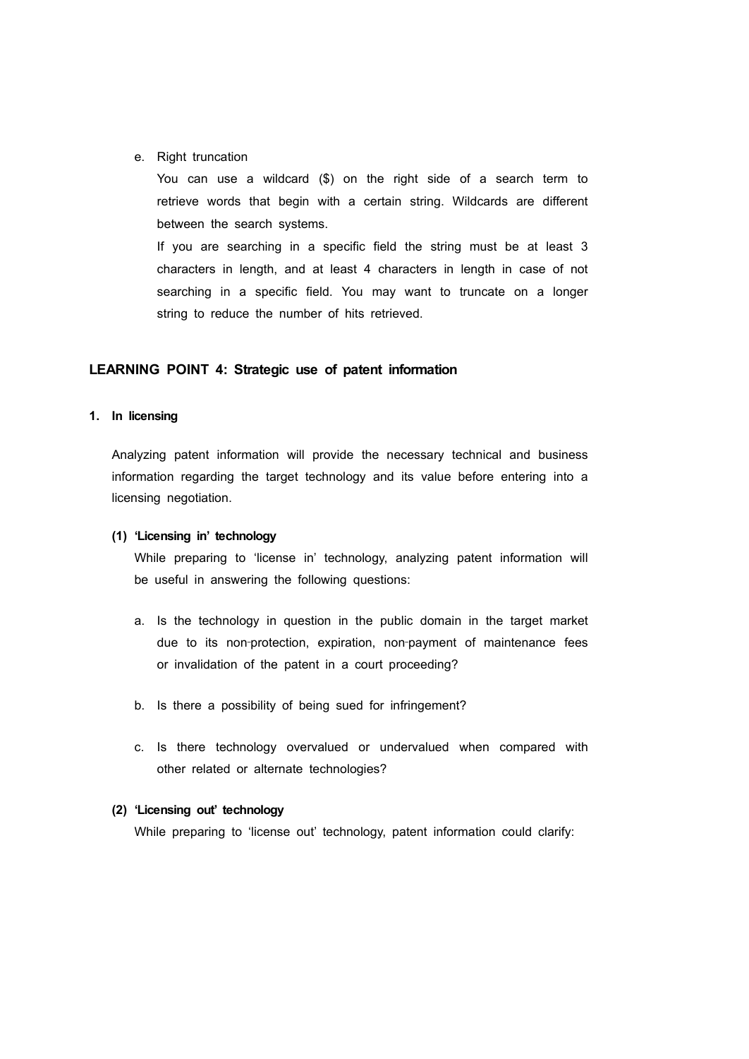e. Right truncation

   You can use a wildcard ($) on the right side of a search term to retrieve words that begin with a certain string. Wildcards are different between the search systems.

   If you are searching in a specific field the string must be at least 3 characters in length, and at least 4 characters in length in case of not searching in a specific field. You may want to truncate on a longer string to reduce the number of hits retrieved.

## LEARNING POINT 4: Strategic use of patent information

### 1. In licensing

Analyzing patent information will provide the necessary technical and business information regarding the target technology and its value before entering into a licensing negotiation.

#### (1) 'Licensing in' technology

While preparing to 'license in' technology, analyzing patent information will be useful in answering the following questions:

a. Is the technology in question in the public domain in the target market due to its non-protection, expiration, non-payment of maintenance fees or invalidation of the patent in a court proceeding?

b. Is there a possibility of being sued for infringement?

c. Is there technology overvalued or undervalued when compared with other related or alternate technologies?

#### (2) 'Licensing out' technology

While preparing to 'license out' technology, patent information could clarify: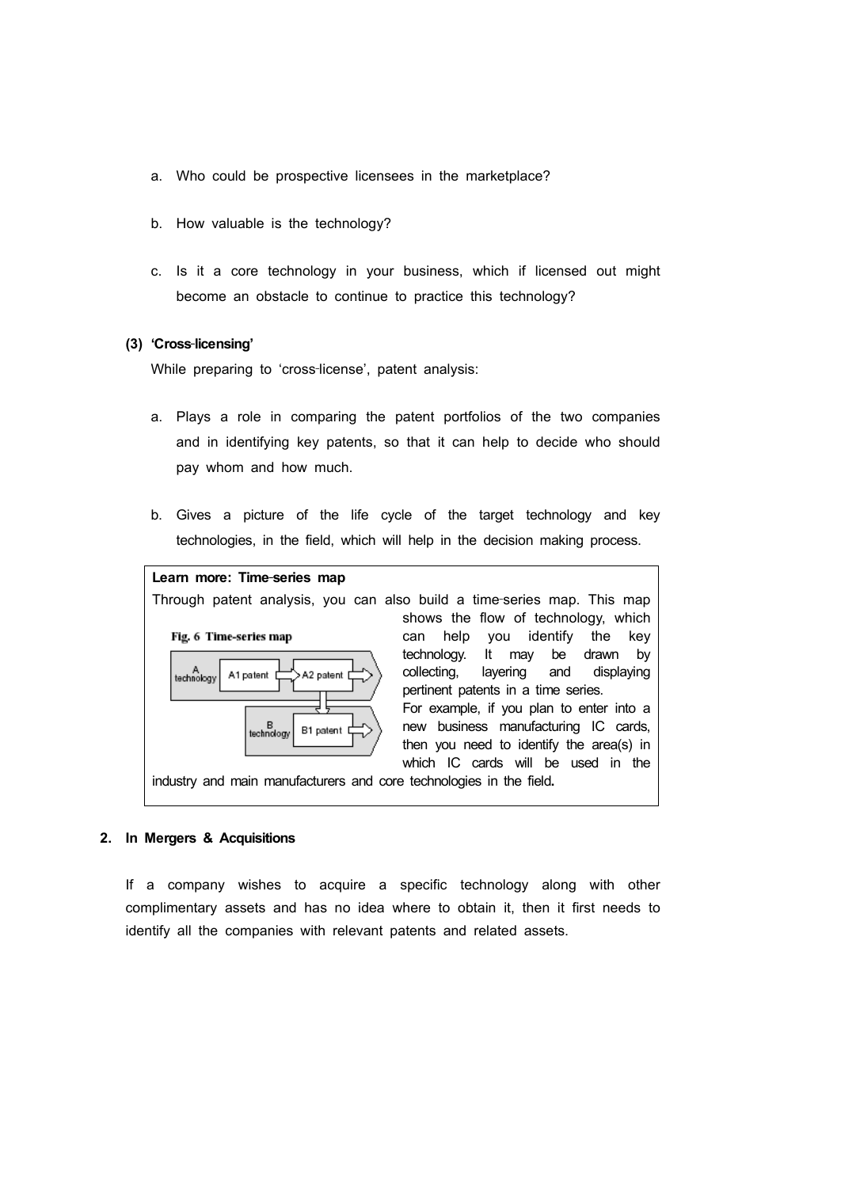a. Who could be prospective licensees in the marketplace?

b. How valuable is the technology?

c. Is it a core technology in your business, which if licensed out might become an obstacle to continue to practice this technology?

**(3) 'Cross-licensing'**

While preparing to 'cross-license', patent analysis:

a. Plays a role in comparing the patent portfolios of the two companies and in identifying key patents, so that it can help to decide who should pay whom and how much.

b. Gives a picture of the life cycle of the target technology and key technologies, in the field, which will help in the decision making process.

> **Learn more: Time-series map**
>
> Through patent analysis, you can also build a time-series map. This map shows the flow of technology, which can help you identify the key technology. It may be drawn by collecting, layering and displaying pertinent patents in a time series.
>
> **Fig. 6 Time-series map**
>
> A technology → A1 patent → A2 patent → ; A2 patent → B technology → B1 patent →
>
> For example, if you plan to enter into a new business manufacturing IC cards, then you need to identify the area(s) in which IC cards will be used in the industry and main manufacturers and core technologies in the field.

## 2. In Mergers & Acquisitions

If a company wishes to acquire a specific technology along with other complimentary assets and has no idea where to obtain it, then it first needs to identify all the companies with relevant patents and related assets.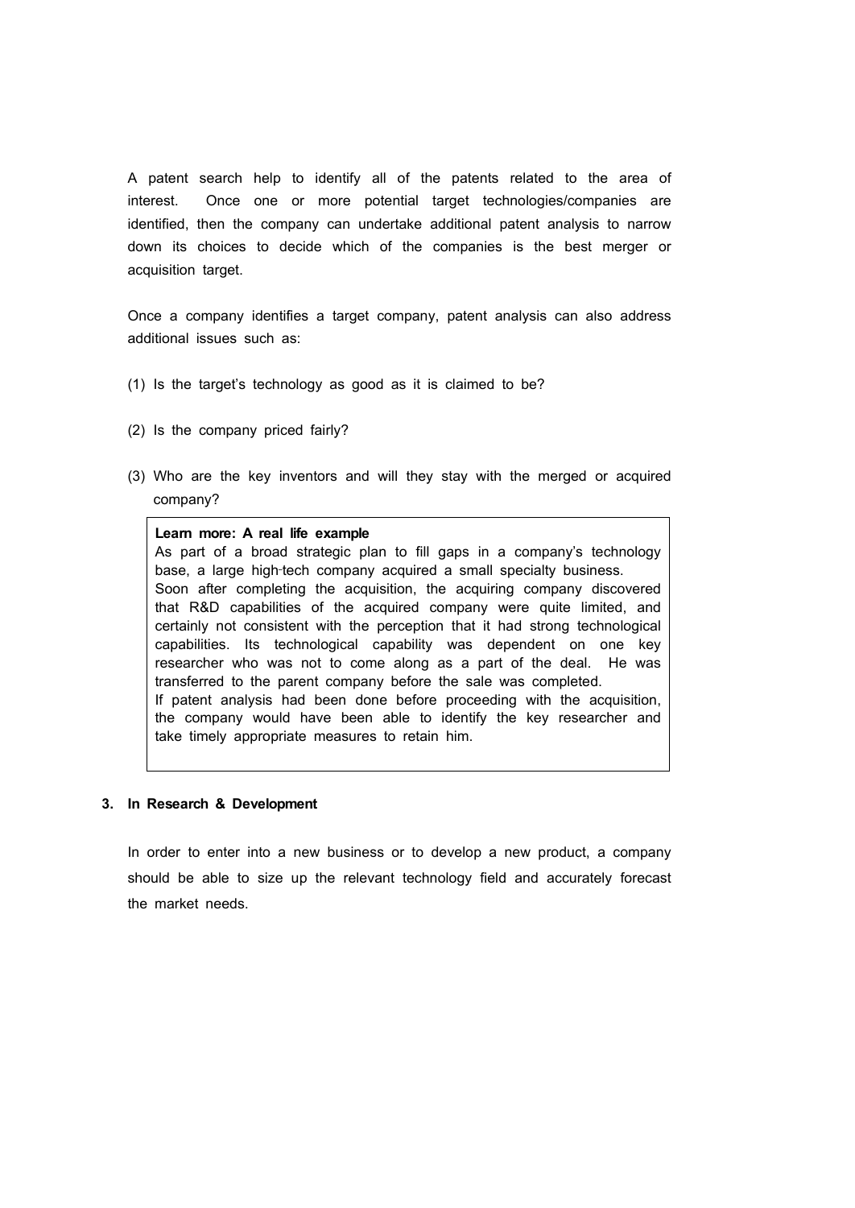A patent search help to identify all of the patents related to the area of interest. Once one or more potential target technologies/companies are identified, then the company can undertake additional patent analysis to narrow down its choices to decide which of the companies is the best merger or acquisition target.

Once a company identifies a target company, patent analysis can also address additional issues such as:

(1) Is the target's technology as good as it is claimed to be?

(2) Is the company priced fairly?

(3) Who are the key inventors and will they stay with the merged or acquired company?

> **Learn more: A real life example**
> As part of a broad strategic plan to fill gaps in a company's technology base, a large high-tech company acquired a small specialty business.
> Soon after completing the acquisition, the acquiring company discovered that R&D capabilities of the acquired company were quite limited, and certainly not consistent with the perception that it had strong technological capabilities. Its technological capability was dependent on one key researcher who was not to come along as a part of the deal. He was transferred to the parent company before the sale was completed.
> If patent analysis had been done before proceeding with the acquisition, the company would have been able to identify the key researcher and take timely appropriate measures to retain him.

### 3. In Research & Development

In order to enter into a new business or to develop a new product, a company should be able to size up the relevant technology field and accurately forecast the market needs.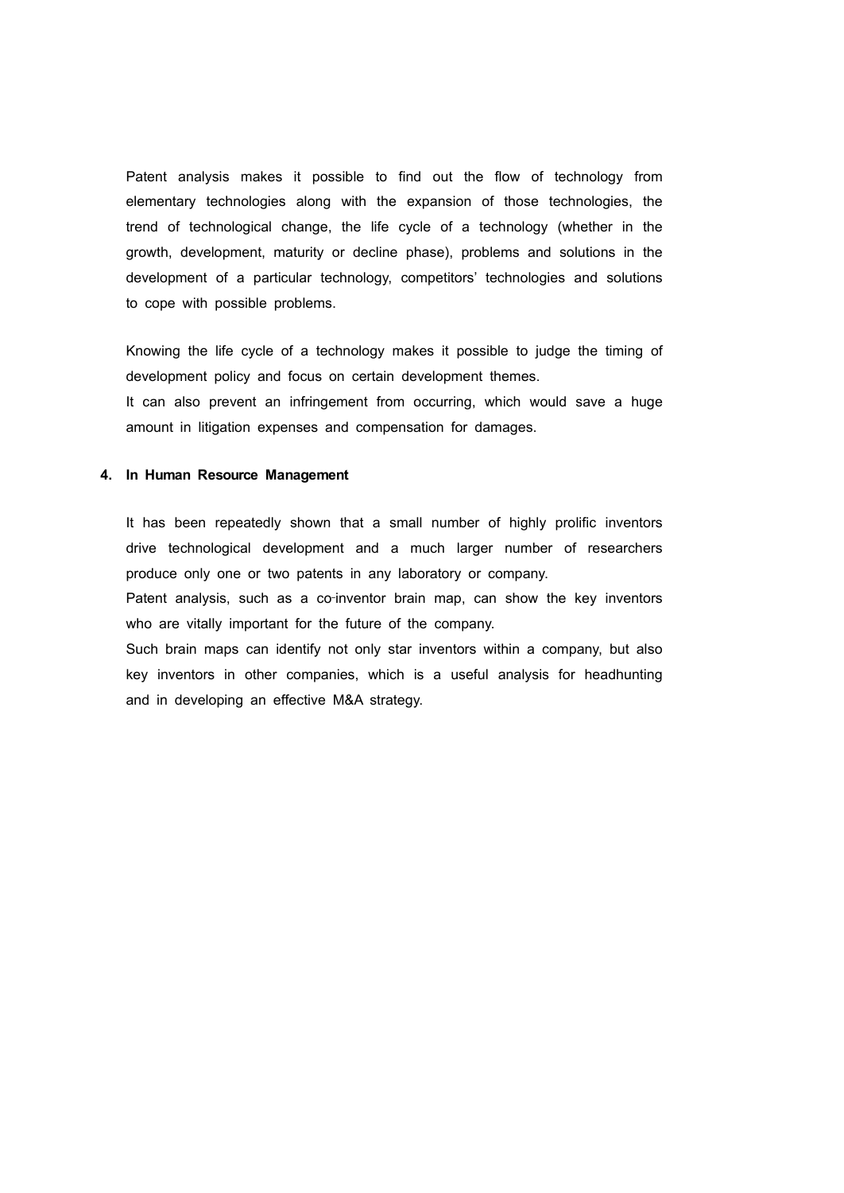Patent analysis makes it possible to find out the flow of technology from elementary technologies along with the expansion of those technologies, the trend of technological change, the life cycle of a technology (whether in the growth, development, maturity or decline phase), problems and solutions in the development of a particular technology, competitors' technologies and solutions to cope with possible problems.

Knowing the life cycle of a technology makes it possible to judge the timing of development policy and focus on certain development themes.
It can also prevent an infringement from occurring, which would save a huge amount in litigation expenses and compensation for damages.

### 4. In Human Resource Management

It has been repeatedly shown that a small number of highly prolific inventors drive technological development and a much larger number of researchers produce only one or two patents in any laboratory or company.
Patent analysis, such as a co-inventor brain map, can show the key inventors who are vitally important for the future of the company.
Such brain maps can identify not only star inventors within a company, but also key inventors in other companies, which is a useful analysis for headhunting and in developing an effective M&A strategy.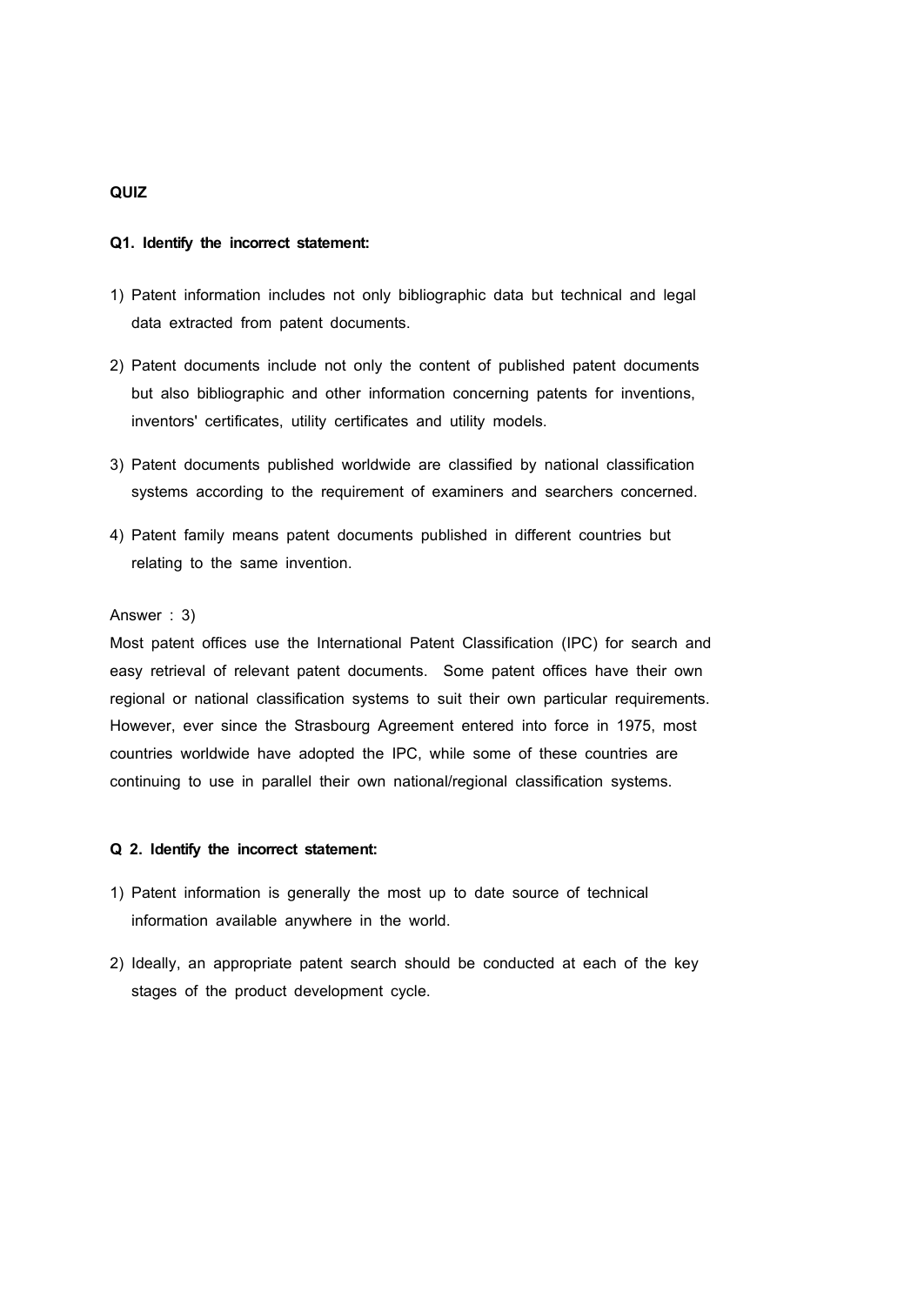**QUIZ**

**Q1. Identify the incorrect statement:**

1) Patent information includes not only bibliographic data but technical and legal data extracted from patent documents.

2) Patent documents include not only the content of published patent documents but also bibliographic and other information concerning patents for inventions, inventors' certificates, utility certificates and utility models.

3) Patent documents published worldwide are classified by national classification systems according to the requirement of examiners and searchers concerned.

4) Patent family means patent documents published in different countries but relating to the same invention.

Answer : 3)

Most patent offices use the International Patent Classification (IPC) for search and easy retrieval of relevant patent documents. Some patent offices have their own regional or national classification systems to suit their own particular requirements. However, ever since the Strasbourg Agreement entered into force in 1975, most countries worldwide have adopted the IPC, while some of these countries are continuing to use in parallel their own national/regional classification systems.

**Q 2. Identify the incorrect statement:**

1) Patent information is generally the most up to date source of technical information available anywhere in the world.

2) Ideally, an appropriate patent search should be conducted at each of the key stages of the product development cycle.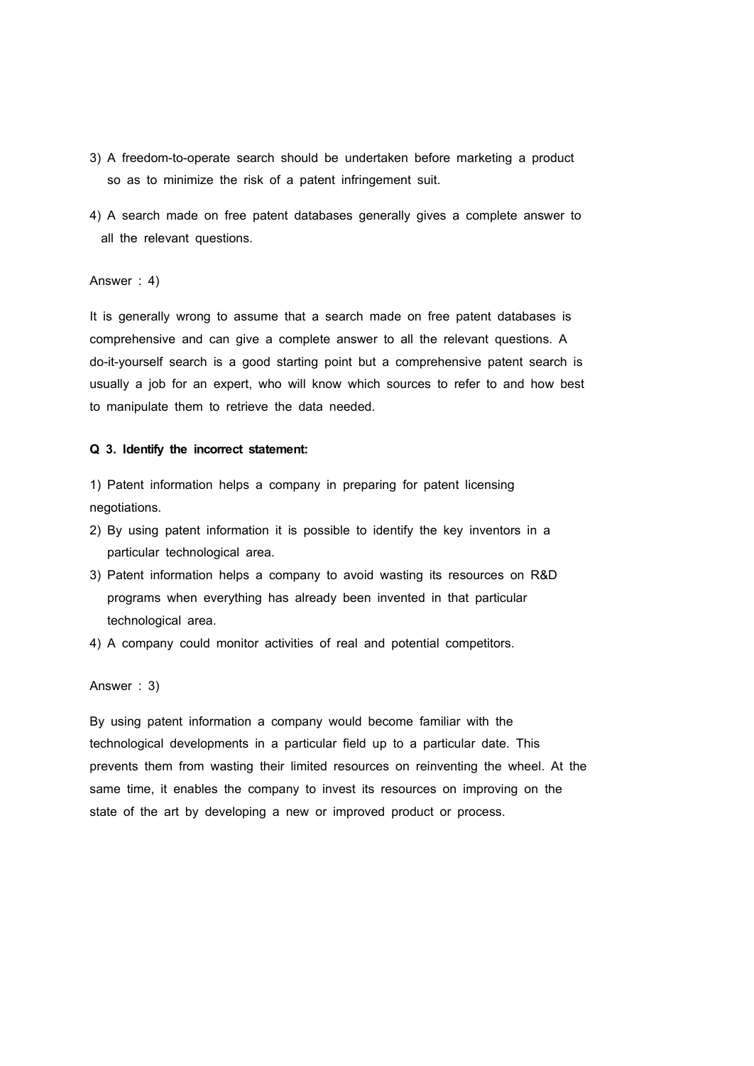3) A freedom-to-operate search should be undertaken before marketing a product so as to minimize the risk of a patent infringement suit.

4) A search made on free patent databases generally gives a complete answer to all the relevant questions.

Answer : 4)

It is generally wrong to assume that a search made on free patent databases is comprehensive and can give a complete answer to all the relevant questions. A do-it-yourself search is a good starting point but a comprehensive patent search is usually a job for an expert, who will know which sources to refer to and how best to manipulate them to retrieve the data needed.

**Q 3. Identify the incorrect statement:**

1) Patent information helps a company in preparing for patent licensing negotiations.
2) By using patent information it is possible to identify the key inventors in a particular technological area.
3) Patent information helps a company to avoid wasting its resources on R&D programs when everything has already been invented in that particular technological area.
4) A company could monitor activities of real and potential competitors.

Answer : 3)

By using patent information a company would become familiar with the technological developments in a particular field up to a particular date. This prevents them from wasting their limited resources on reinventing the wheel. At the same time, it enables the company to invest its resources on improving on the state of the art by developing a new or improved product or process.